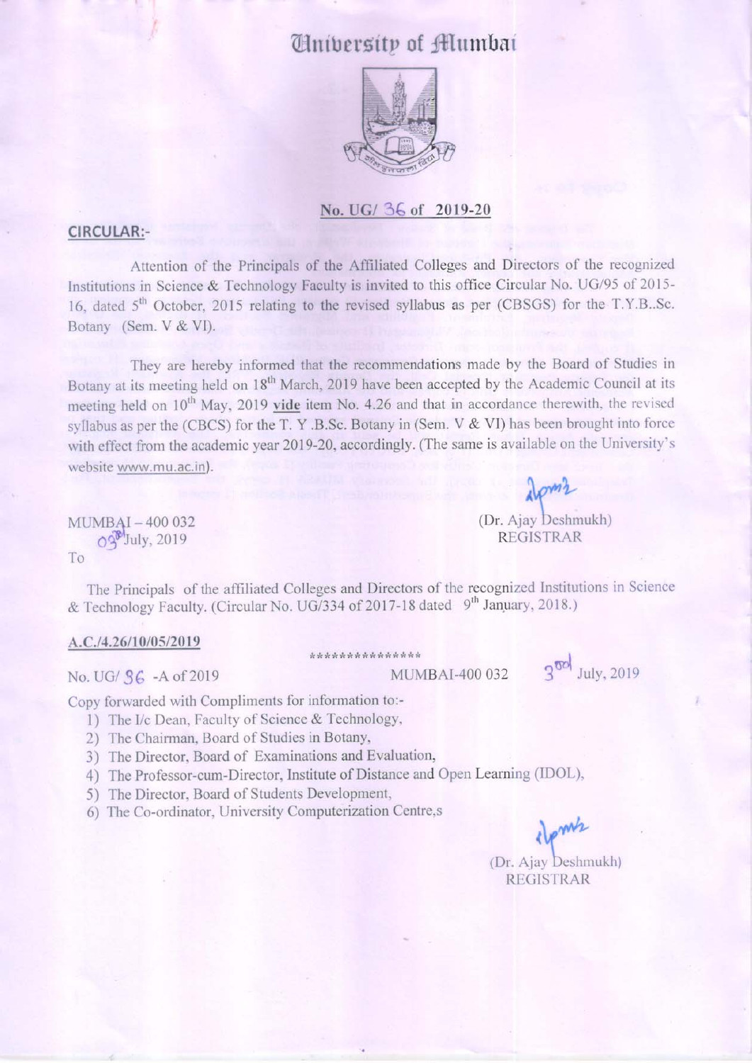# University of Mumbai

## No. UG/ 36 of 2019-20

**CIRCULAR:-**

Attention of the Principals of the Affiliated Colleges and Directors of the recognized Institutions in Science & Technology Faculty is invited to this office Circular No. UG/95 of 2015-16, dated 5th October, 2015 relating to the revised syllabus as per (CBSGS) for the T.Y.B..Sc. Botany (Sem. V & VI).

They are hereby informed that the recommendations made by the Board of Studies in Botany at its meeting held on 18th March, 2019 have been accepted by the Academic Council at its meeting held on 10th May, 2019 vide item No. 4.26 and that in accordance therewith, the revised syllabus as per the (CBCS) for the T. Y .B.Sc. Botany in (Sem. V & VI) has been brought into force with effect from the academic year 2019-20, accordingly. (The same is available on the University's website www.mu.ac.in).

MUMBAI – 400 032
03rd July, 2019

(Dr. Ajay Deshmukh)
REGISTRAR

To

The Principals of the affiliated Colleges and Directors of the recognized Institutions in Science & Technology Faculty. (Circular No. UG/334 of 2017-18 dated 9th January, 2018.)

**A.C./4.26/10/05/2019**

\*\*\*\*\*\*\*\*\*\*\*\*\*\*\*

No. UG/ 36 -A of 2019 MUMBAI-400 032 3rd July, 2019

Copy forwarded with Compliments for information to:-

1) The I/c Dean, Faculty of Science & Technology,
2) The Chairman, Board of Studies in Botany,
3) The Director, Board of Examinations and Evaluation,
4) The Professor-cum-Director, Institute of Distance and Open Learning (IDOL),
5) The Director, Board of Students Development,
6) The Co-ordinator, University Computerization Centre,s

(Dr. Ajay Deshmukh)
REGISTRAR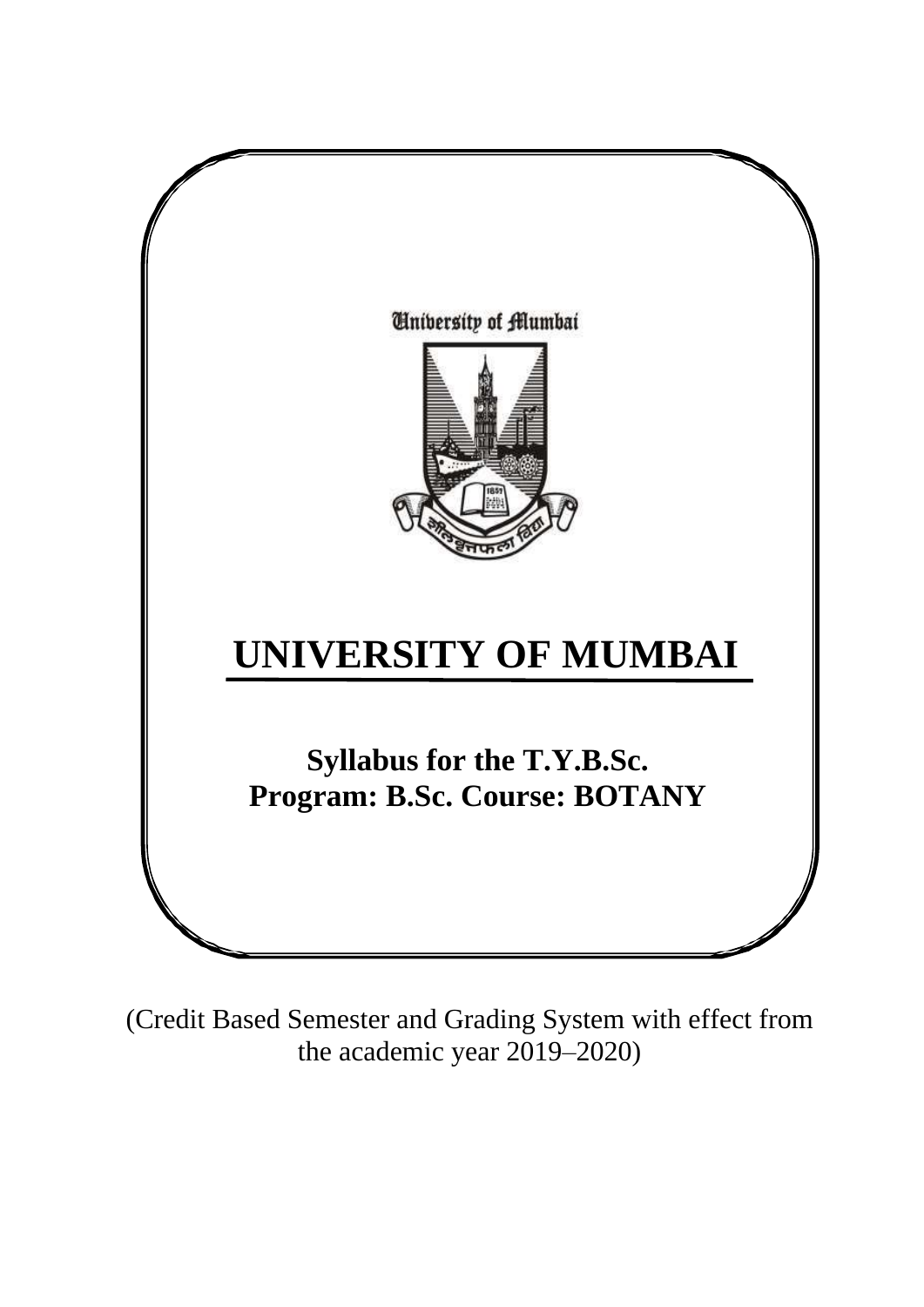University of Mumbai

# UNIVERSITY OF MUMBAI

## Syllabus for the T.Y.B.Sc.
## Program: B.Sc. Course: BOTANY

(Credit Based Semester and Grading System with effect from the academic year 2019–2020)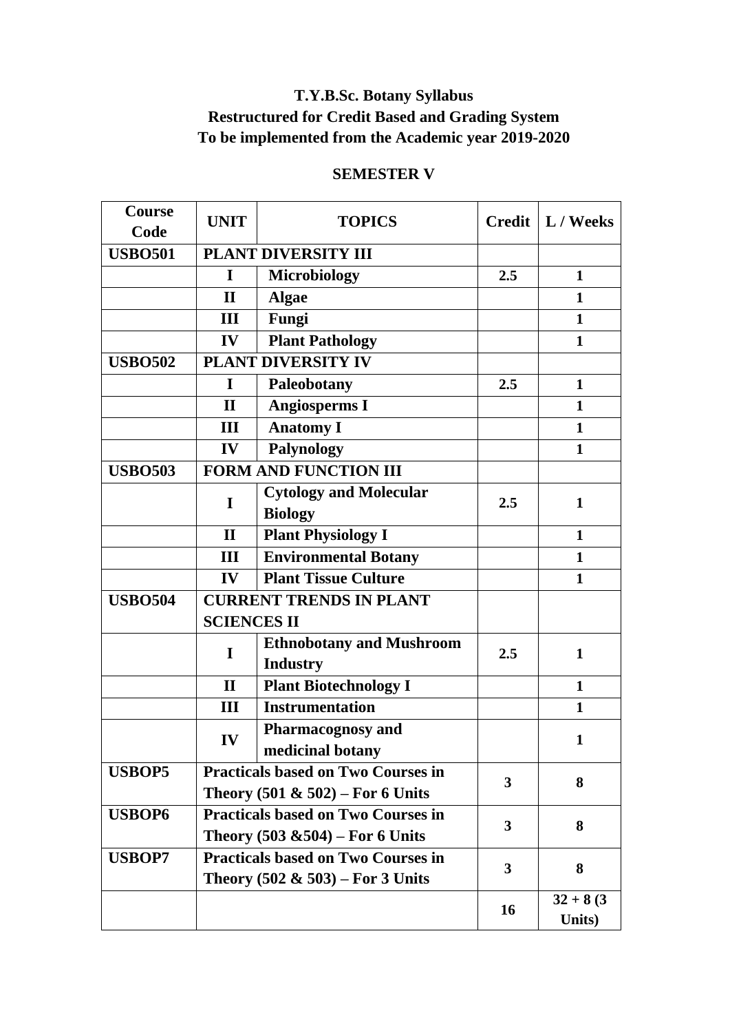# T.Y.B.Sc. Botany Syllabus
# Restructured for Credit Based and Grading System
# To be implemented from the Academic year 2019-2020

## SEMESTER V

| Course Code | UNIT | TOPICS | Credit | L / Weeks |
|---|---|---|---|---|
| **USBO501** | **PLANT DIVERSITY III** | | | |
| | **I** | **Microbiology** | **2.5** | **1** |
| | **II** | **Algae** | | **1** |
| | **III** | **Fungi** | | **1** |
| | **IV** | **Plant Pathology** | | **1** |
| **USBO502** | **PLANT DIVERSITY IV** | | | |
| | **I** | **Paleobotany** | **2.5** | **1** |
| | **II** | **Angiosperms I** | | **1** |
| | **III** | **Anatomy I** | | **1** |
| | **IV** | **Palynology** | | **1** |
| **USBO503** | **FORM AND FUNCTION III** | | | |
| | **I** | **Cytology and Molecular Biology** | **2.5** | **1** |
| | **II** | **Plant Physiology I** | | **1** |
| | **III** | **Environmental Botany** | | **1** |
| | **IV** | **Plant Tissue Culture** | | **1** |
| **USBO504** | **CURRENT TRENDS IN PLANT SCIENCES II** | | | |
| | **I** | **Ethnobotany and Mushroom Industry** | **2.5** | **1** |
| | **II** | **Plant Biotechnology I** | | **1** |
| | **III** | **Instrumentation** | | **1** |
| | **IV** | **Pharmacognosy and medicinal botany** | | **1** |
| **USBOP5** | **Practicals based on Two Courses in Theory (501 & 502) – For 6 Units** | | **3** | **8** |
| **USBOP6** | **Practicals based on Two Courses in Theory (503 &504) – For 6 Units** | | **3** | **8** |
| **USBOP7** | **Practicals based on Two Courses in Theory (502 & 503) – For 3 Units** | | **3** | **8** |
| | | | **16** | **32 + 8 (3 Units)** |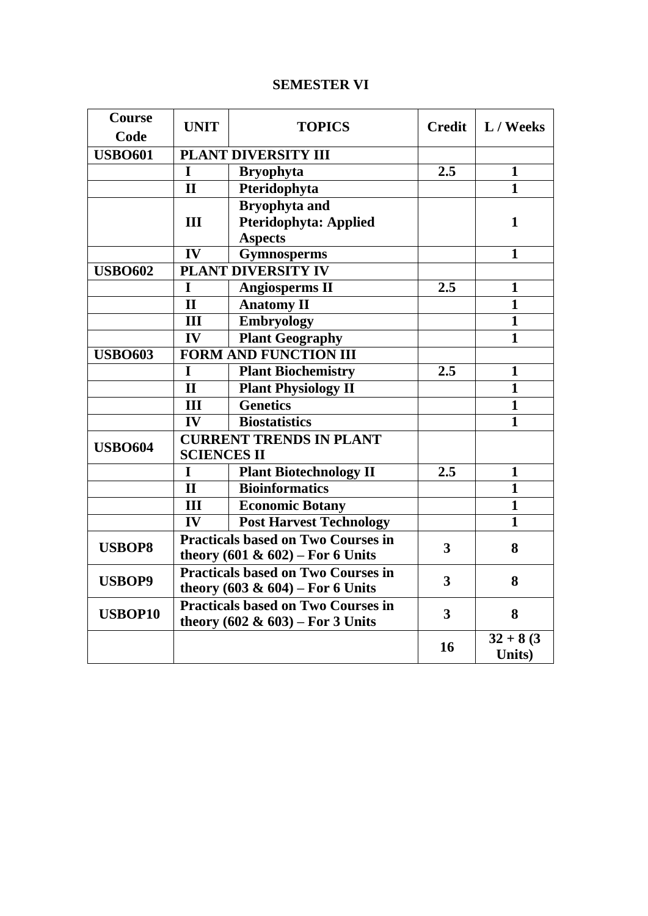# SEMESTER VI

| Course Code | UNIT | TOPICS | Credit | L / Weeks |
|---|---|---|---|---|
| **USBO601** | **PLANT DIVERSITY III** | | | |
| | **I** | **Bryophyta** | **2.5** | **1** |
| | **II** | **Pteridophyta** | | **1** |
| | **III** | **Bryophyta and Pteridophyta: Applied Aspects** | | **1** |
| | **IV** | **Gymnosperms** | | **1** |
| **USBO602** | **PLANT DIVERSITY IV** | | | |
| | **I** | **Angiosperms II** | **2.5** | **1** |
| | **II** | **Anatomy II** | | **1** |
| | **III** | **Embryology** | | **1** |
| | **IV** | **Plant Geography** | | **1** |
| **USBO603** | **FORM AND FUNCTION III** | | | |
| | **I** | **Plant Biochemistry** | **2.5** | **1** |
| | **II** | **Plant Physiology II** | | **1** |
| | **III** | **Genetics** | | **1** |
| | **IV** | **Biostatistics** | | **1** |
| **USBO604** | **CURRENT TRENDS IN PLANT SCIENCES II** | | | |
| | **I** | **Plant Biotechnology II** | **2.5** | **1** |
| | **II** | **Bioinformatics** | | **1** |
| | **III** | **Economic Botany** | | **1** |
| | **IV** | **Post Harvest Technology** | | **1** |
| **USBOP8** | **Practicals based on Two Courses in theory (601 & 602) – For 6 Units** | | **3** | **8** |
| **USBOP9** | **Practicals based on Two Courses in theory (603 & 604) – For 6 Units** | | **3** | **8** |
| **USBOP10** | **Practicals based on Two Courses in theory (602 & 603) – For 3 Units** | | **3** | **8** |
| | | | **16** | **32 + 8 (3 Units)** |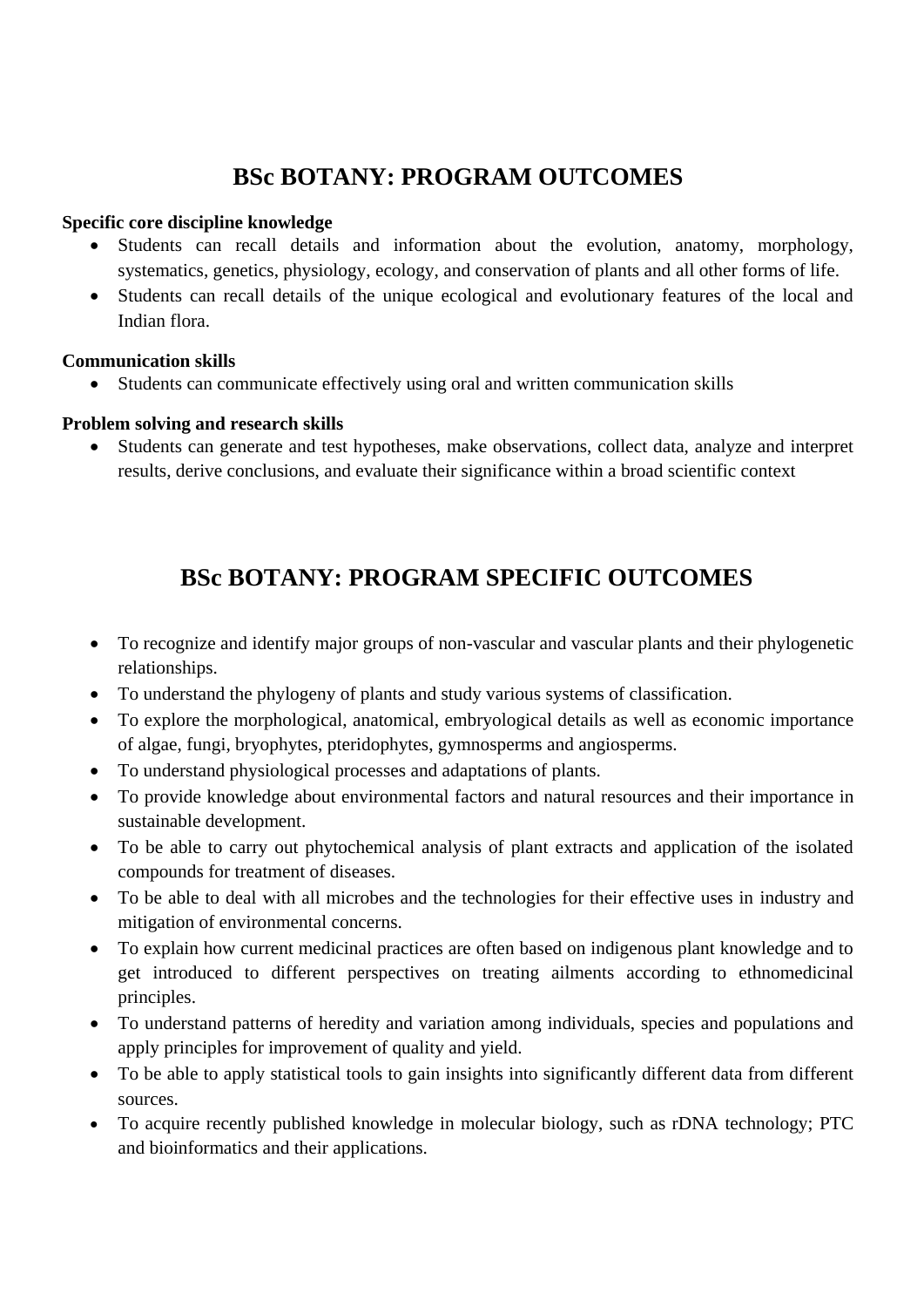# BSc BOTANY: PROGRAM OUTCOMES

**Specific core discipline knowledge**

- Students can recall details and information about the evolution, anatomy, morphology, systematics, genetics, physiology, ecology, and conservation of plants and all other forms of life.
- Students can recall details of the unique ecological and evolutionary features of the local and Indian flora.

**Communication skills**

- Students can communicate effectively using oral and written communication skills

**Problem solving and research skills**

- Students can generate and test hypotheses, make observations, collect data, analyze and interpret results, derive conclusions, and evaluate their significance within a broad scientific context

# BSc BOTANY: PROGRAM SPECIFIC OUTCOMES

- To recognize and identify major groups of non-vascular and vascular plants and their phylogenetic relationships.
- To understand the phylogeny of plants and study various systems of classification.
- To explore the morphological, anatomical, embryological details as well as economic importance of algae, fungi, bryophytes, pteridophytes, gymnosperms and angiosperms.
- To understand physiological processes and adaptations of plants.
- To provide knowledge about environmental factors and natural resources and their importance in sustainable development.
- To be able to carry out phytochemical analysis of plant extracts and application of the isolated compounds for treatment of diseases.
- To be able to deal with all microbes and the technologies for their effective uses in industry and mitigation of environmental concerns.
- To explain how current medicinal practices are often based on indigenous plant knowledge and to get introduced to different perspectives on treating ailments according to ethnomedicinal principles.
- To understand patterns of heredity and variation among individuals, species and populations and apply principles for improvement of quality and yield.
- To be able to apply statistical tools to gain insights into significantly different data from different sources.
- To acquire recently published knowledge in molecular biology, such as rDNA technology; PTC and bioinformatics and their applications.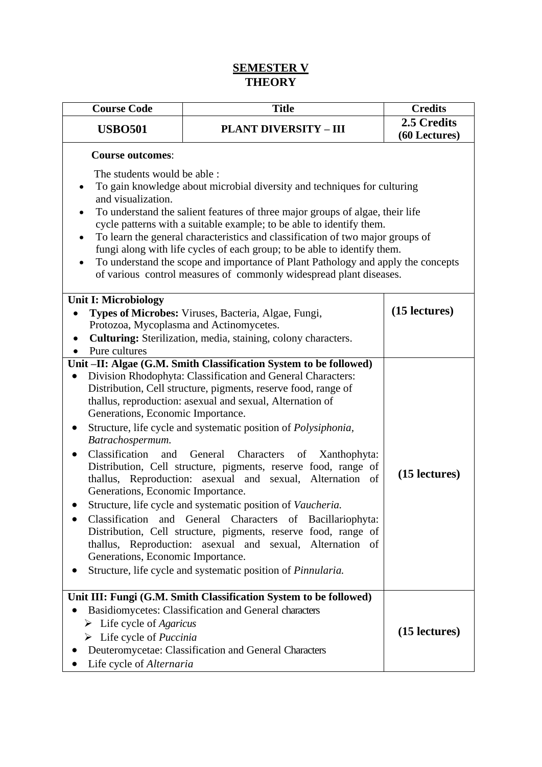# SEMESTER V
## THEORY

| Course Code | Title | Credits |
|---|---|---|
| **USBO501** | **PLANT DIVERSITY – III** | **2.5 Credits (60 Lectures)** |

**Course outcomes**:

The students would be able :

- To gain knowledge about microbial diversity and techniques for culturing and visualization.
- To understand the salient features of three major groups of algae, their life cycle patterns with a suitable example; to be able to identify them.
- To learn the general characteristics and classification of two major groups of fungi along with life cycles of each group; to be able to identify them.
- To understand the scope and importance of Plant Pathology and apply the concepts of various control measures of commonly widespread plant diseases.

| Content | Lectures |
|---|---|
| **Unit I: Microbiology**<br>• **Types of Microbes:** Viruses, Bacteria, Algae, Fungi, Protozoa, Mycoplasma and Actinomycetes.<br>• **Culturing:** Sterilization, media, staining, colony characters.<br>• Pure cultures | **(15 lectures)** |
| **Unit –II: Algae (G.M. Smith Classification System to be followed)**<br>• Division Rhodophyta: Classification and General Characters: Distribution, Cell structure, pigments, reserve food, range of thallus, reproduction: asexual and sexual, Alternation of Generations, Economic Importance.<br>• Structure, life cycle and systematic position of *Polysiphonia, Batrachospermum.*<br>• Classification and General Characters of Xanthophyta: Distribution, Cell structure, pigments, reserve food, range of thallus, Reproduction: asexual and sexual, Alternation of Generations, Economic Importance.<br>• Structure, life cycle and systematic position of *Vaucheria.*<br>• Classification and General Characters of Bacillariophyta: Distribution, Cell structure, pigments, reserve food, range of thallus, Reproduction: asexual and sexual, Alternation of Generations, Economic Importance.<br>• Structure, life cycle and systematic position of *Pinnularia.* | **(15 lectures)** |
| **Unit III: Fungi (G.M. Smith Classification System to be followed)**<br>• Basidiomycetes: Classification and General characters<br>  ➢ Life cycle of *Agaricus*<br>  ➢ Life cycle of *Puccinia*<br>• Deuteromycetae: Classification and General Characters<br>• Life cycle of *Alternaria* | **(15 lectures)** |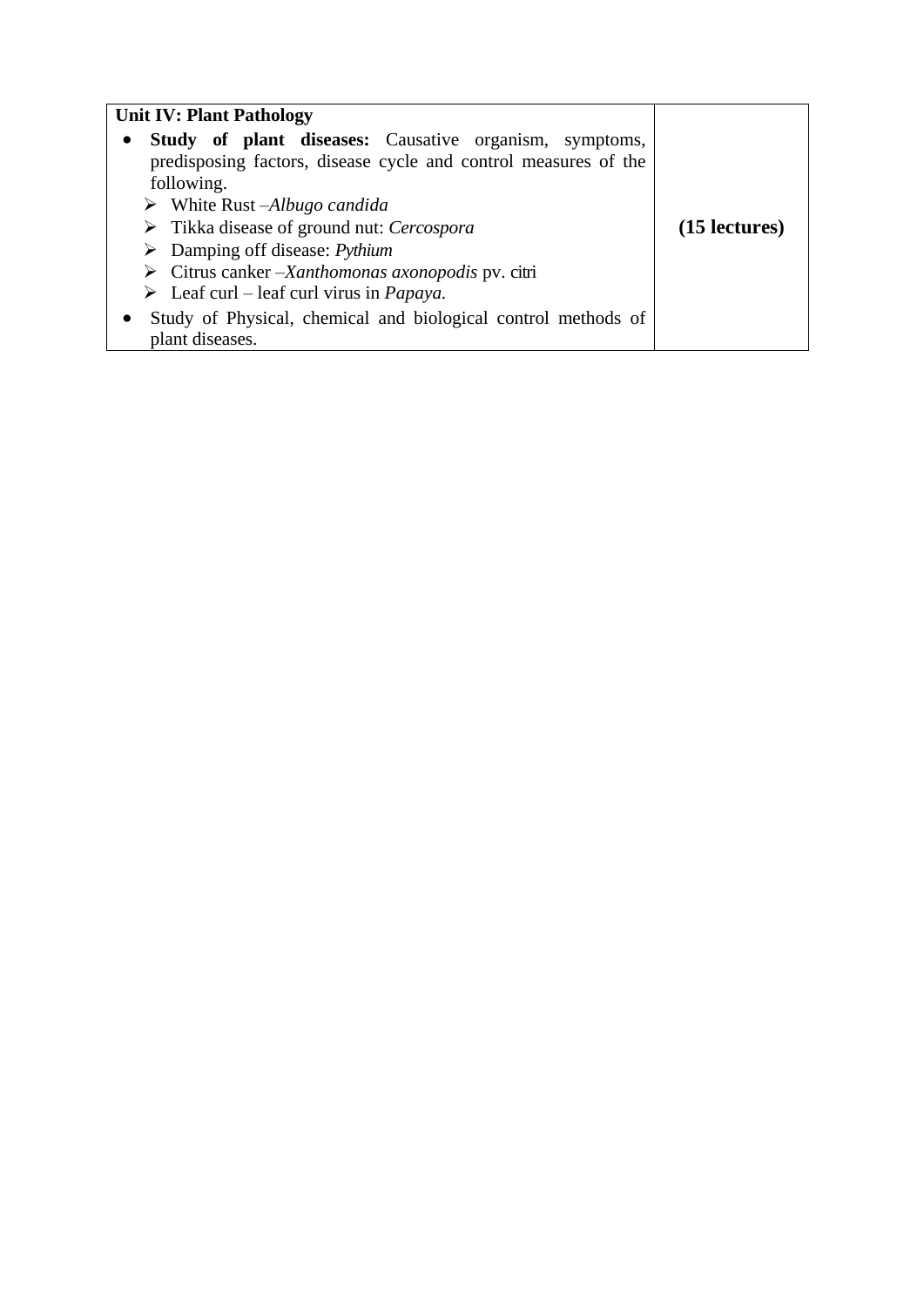| **Unit IV: Plant Pathology**<br>• **Study of plant diseases:** Causative organism, symptoms, predisposing factors, disease cycle and control measures of the following.<br>➢ White Rust –*Albugo candida*<br>➢ Tikka disease of ground nut: *Cercospora*<br>➢ Damping off disease: *Pythium*<br>➢ Citrus canker –*Xanthomonas axonopodis* pv. citri<br>➢ Leaf curl – leaf curl virus in *Papaya.*<br>• Study of Physical, chemical and biological control methods of plant diseases. | **(15 lectures)** |
|---|---|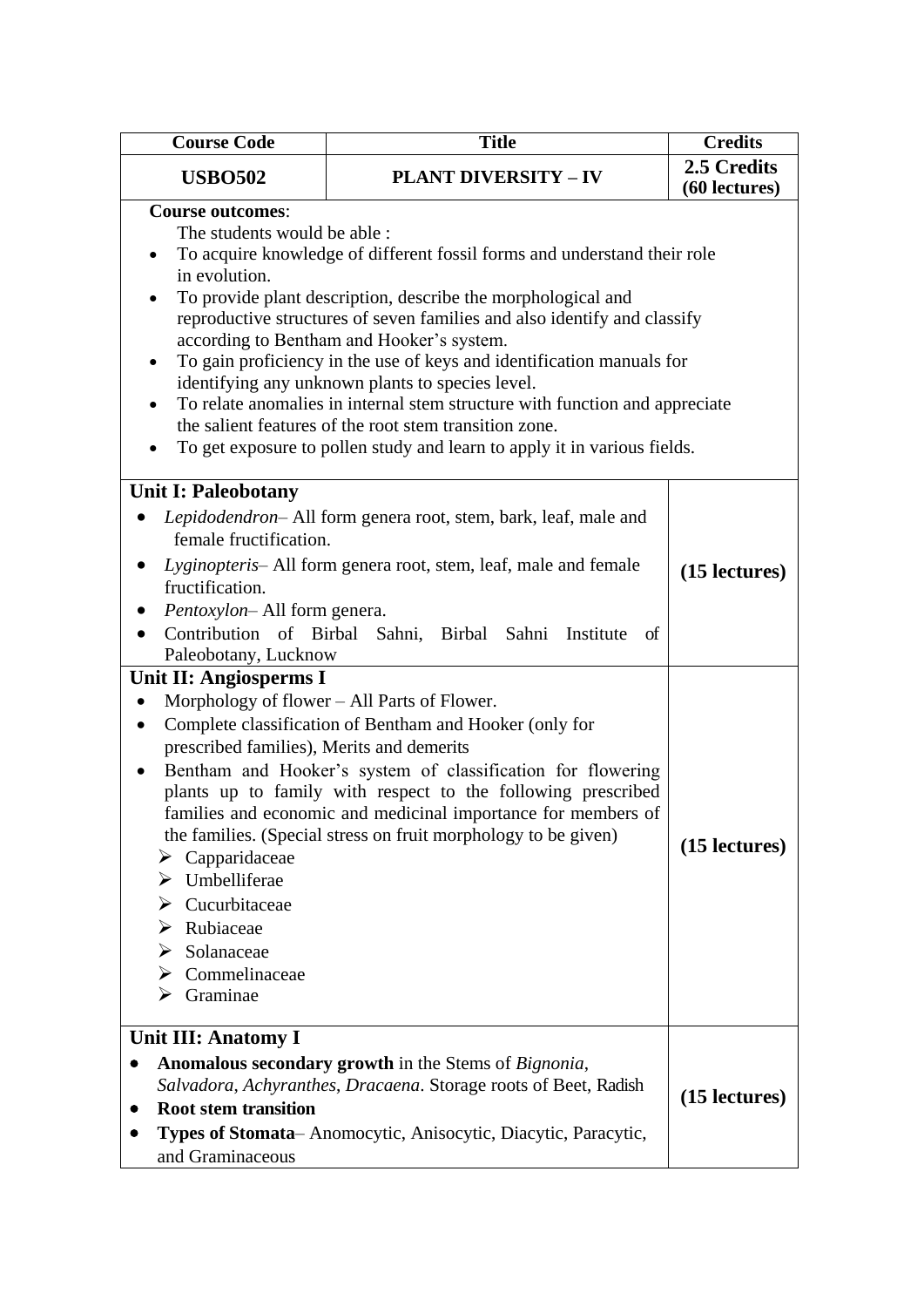| Course Code | Title | Credits |
|---|---|---|
| **USBO502** | **PLANT DIVERSITY – IV** | **2.5 Credits (60 lectures)** |

**Course outcomes**:

The students would be able :

- To acquire knowledge of different fossil forms and understand their role in evolution.
- To provide plant description, describe the morphological and reproductive structures of seven families and also identify and classify according to Bentham and Hooker's system.
- To gain proficiency in the use of keys and identification manuals for identifying any unknown plants to species level.
- To relate anomalies in internal stem structure with function and appreciate the salient features of the root stem transition zone.
- To get exposure to pollen study and learn to apply it in various fields.

| Unit | Lectures |
|---|---|
| **Unit I: Paleobotany**<br>• *Lepidodendron*– All form genera root, stem, bark, leaf, male and female fructification.<br>• *Lyginopteris*– All form genera root, stem, leaf, male and female fructification.<br>• *Pentoxylon*– All form genera.<br>• Contribution of Birbal Sahni, Birbal Sahni Institute of Paleobotany, Lucknow | **(15 lectures)** |
| **Unit II: Angiosperms I**<br>• Morphology of flower – All Parts of Flower.<br>• Complete classification of Bentham and Hooker (only for prescribed families), Merits and demerits<br>• Bentham and Hooker's system of classification for flowering plants up to family with respect to the following prescribed families and economic and medicinal importance for members of the families. (Special stress on fruit morphology to be given)<br>➢ Capparidaceae<br>➢ Umbelliferae<br>➢ Cucurbitaceae<br>➢ Rubiaceae<br>➢ Solanaceae<br>➢ Commelinaceae<br>➢ Graminae | **(15 lectures)** |
| **Unit III: Anatomy I**<br>• **Anomalous secondary growth** in the Stems of *Bignonia*, *Salvadora*, *Achyranthes*, *Dracaena*. Storage roots of Beet, Radish<br>• **Root stem transition**<br>• **Types of Stomata**– Anomocytic, Anisocytic, Diacytic, Paracytic, and Graminaceous | **(15 lectures)** |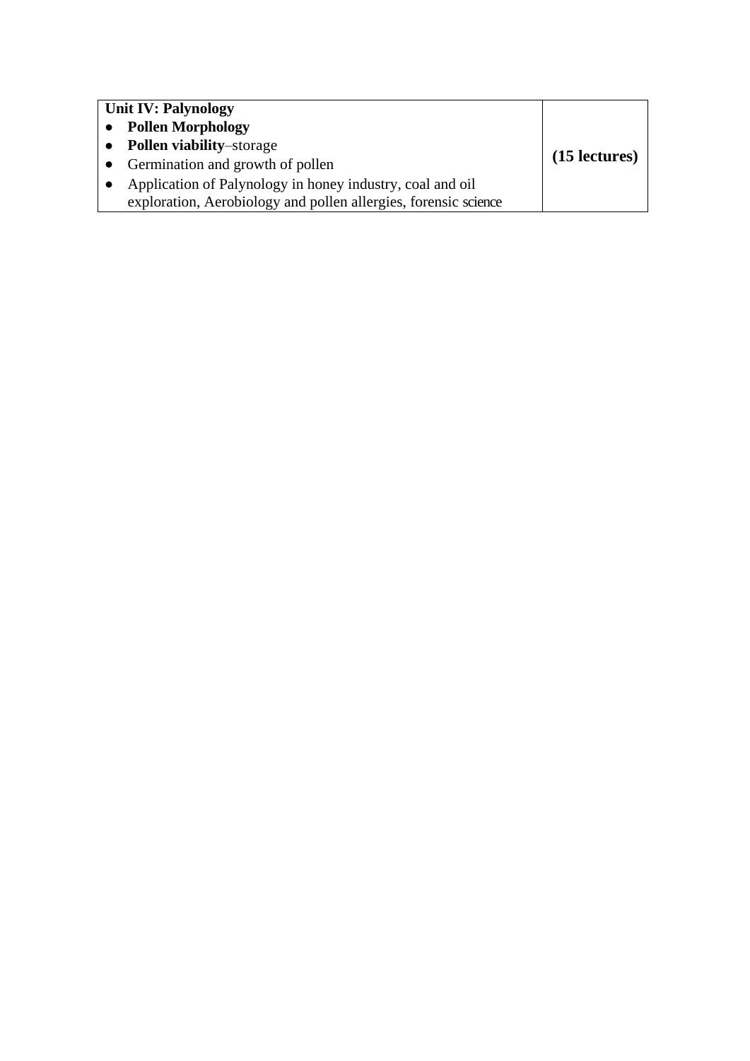| **Unit IV: Palynology**<br>• **Pollen Morphology**<br>• **Pollen viability**–storage<br>• Germination and growth of pollen<br>• Application of Palynology in honey industry, coal and oil exploration, Aerobiology and pollen allergies, forensic science | **(15 lectures)** |
| --- | --- |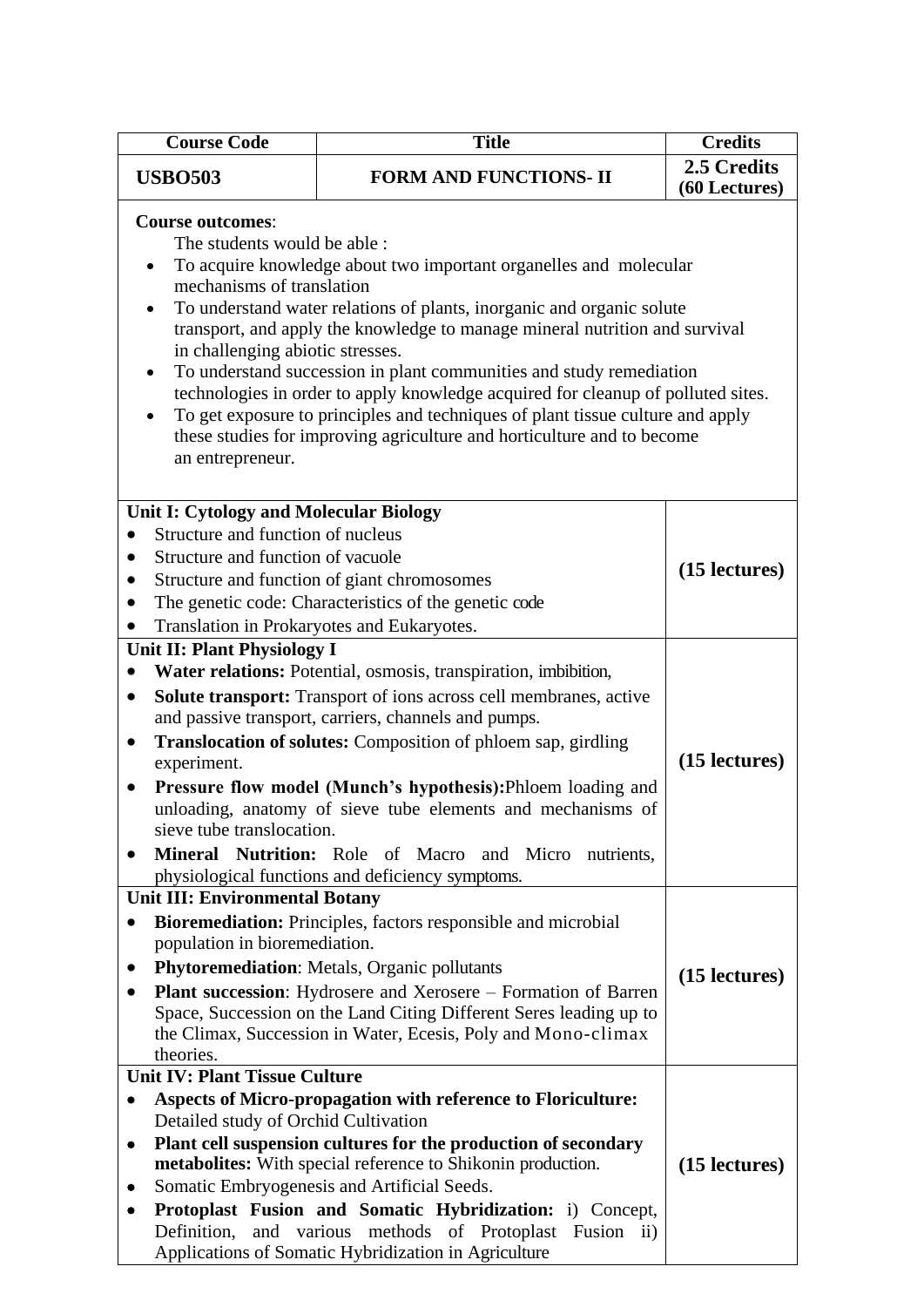| Course Code | Title | Credits |
|---|---|---|
| **USBO503** | **FORM AND FUNCTIONS- II** | **2.5 Credits (60 Lectures)** |

**Course outcomes**:

The students would be able :

- To acquire knowledge about two important organelles and molecular mechanisms of translation
- To understand water relations of plants, inorganic and organic solute transport, and apply the knowledge to manage mineral nutrition and survival in challenging abiotic stresses.
- To understand succession in plant communities and study remediation technologies in order to apply knowledge acquired for cleanup of polluted sites.
- To get exposure to principles and techniques of plant tissue culture and apply these studies for improving agriculture and horticulture and to become an entrepreneur.

| Content | Lectures |
|---|---|
| **Unit I: Cytology and Molecular Biology**<br>• Structure and function of nucleus<br>• Structure and function of vacuole<br>• Structure and function of giant chromosomes<br>• The genetic code: Characteristics of the genetic code<br>• Translation in Prokaryotes and Eukaryotes. | **(15 lectures)** |
| **Unit II: Plant Physiology I**<br>• **Water relations:** Potential, osmosis, transpiration, imbibition,<br>• **Solute transport:** Transport of ions across cell membranes, active and passive transport, carriers, channels and pumps.<br>• **Translocation of solutes:** Composition of phloem sap, girdling experiment.<br>• **Pressure flow model (Munch's hypothesis):**Phloem loading and unloading, anatomy of sieve tube elements and mechanisms of sieve tube translocation.<br>• **Mineral Nutrition:** Role of Macro and Micro nutrients, physiological functions and deficiency symptoms. | **(15 lectures)** |
| **Unit III: Environmental Botany**<br>• **Bioremediation:** Principles, factors responsible and microbial population in bioremediation.<br>• **Phytoremediation**: Metals, Organic pollutants<br>• **Plant succession**: Hydrosere and Xerosere – Formation of Barren Space, Succession on the Land Citing Different Seres leading up to the Climax, Succession in Water, Ecesis, Poly and Mono-climax theories. | **(15 lectures)** |
| **Unit IV: Plant Tissue Culture**<br>• **Aspects of Micro-propagation with reference to Floriculture:** Detailed study of Orchid Cultivation<br>• **Plant cell suspension cultures for the production of secondary metabolites:** With special reference to Shikonin production.<br>• Somatic Embryogenesis and Artificial Seeds.<br>• **Protoplast Fusion and Somatic Hybridization:** i) Concept, Definition, and various methods of Protoplast Fusion ii) Applications of Somatic Hybridization in Agriculture | **(15 lectures)** |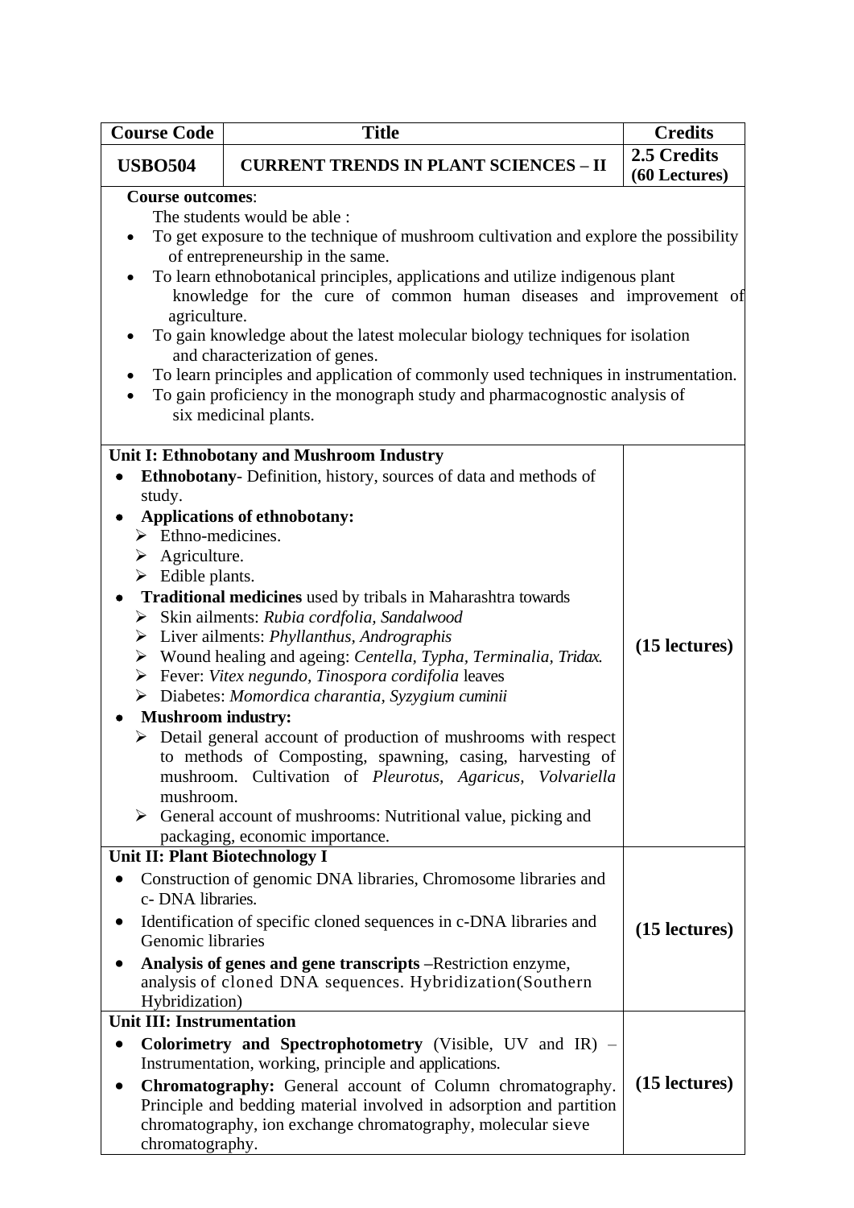| Course Code | Title | Credits |
|---|---|---|
| **USBO504** | **CURRENT TRENDS IN PLANT SCIENCES – II** | **2.5 Credits (60 Lectures)** |

**Course outcomes**:

The students would be able :

- To get exposure to the technique of mushroom cultivation and explore the possibility of entrepreneurship in the same.
- To learn ethnobotanical principles, applications and utilize indigenous plant knowledge for the cure of common human diseases and improvement of agriculture.
- To gain knowledge about the latest molecular biology techniques for isolation and characterization of genes.
- To learn principles and application of commonly used techniques in instrumentation.
- To gain proficiency in the monograph study and pharmacognostic analysis of six medicinal plants.

| Content | Lectures |
|---|---|
| **Unit I: Ethnobotany and Mushroom Industry**<br>• **Ethnobotany**- Definition, history, sources of data and methods of study.<br>• **Applications of ethnobotany:**<br>➢ Ethno-medicines.<br>➢ Agriculture.<br>➢ Edible plants.<br>• **Traditional medicines** used by tribals in Maharashtra towards<br>➢ Skin ailments: *Rubia cordfolia, Sandalwood*<br>➢ Liver ailments: *Phyllanthus, Andrographis*<br>➢ Wound healing and ageing: *Centella, Typha, Terminalia, Tridax.*<br>➢ Fever: *Vitex negundo, Tinospora cordifolia* leaves<br>➢ Diabetes: *Momordica charantia, Syzygium cuminii*<br>• **Mushroom industry:**<br>➢ Detail general account of production of mushrooms with respect to methods of Composting, spawning, casing, harvesting of mushroom. Cultivation of *Pleurotus, Agaricus, Volvariella* mushroom.<br>➢ General account of mushrooms: Nutritional value, picking and packaging, economic importance. | **(15 lectures)** |
| **Unit II: Plant Biotechnology I**<br>• Construction of genomic DNA libraries, Chromosome libraries and c- DNA libraries.<br>• Identification of specific cloned sequences in c-DNA libraries and Genomic libraries<br>• **Analysis of genes and gene transcripts** –Restriction enzyme, analysis of cloned DNA sequences. Hybridization(Southern Hybridization) | **(15 lectures)** |
| **Unit III: Instrumentation**<br>• **Colorimetry and Spectrophotometry** (Visible, UV and IR) – Instrumentation, working, principle and applications.<br>• **Chromatography:** General account of Column chromatography. Principle and bedding material involved in adsorption and partition chromatography, ion exchange chromatography, molecular sieve chromatography. | **(15 lectures)** |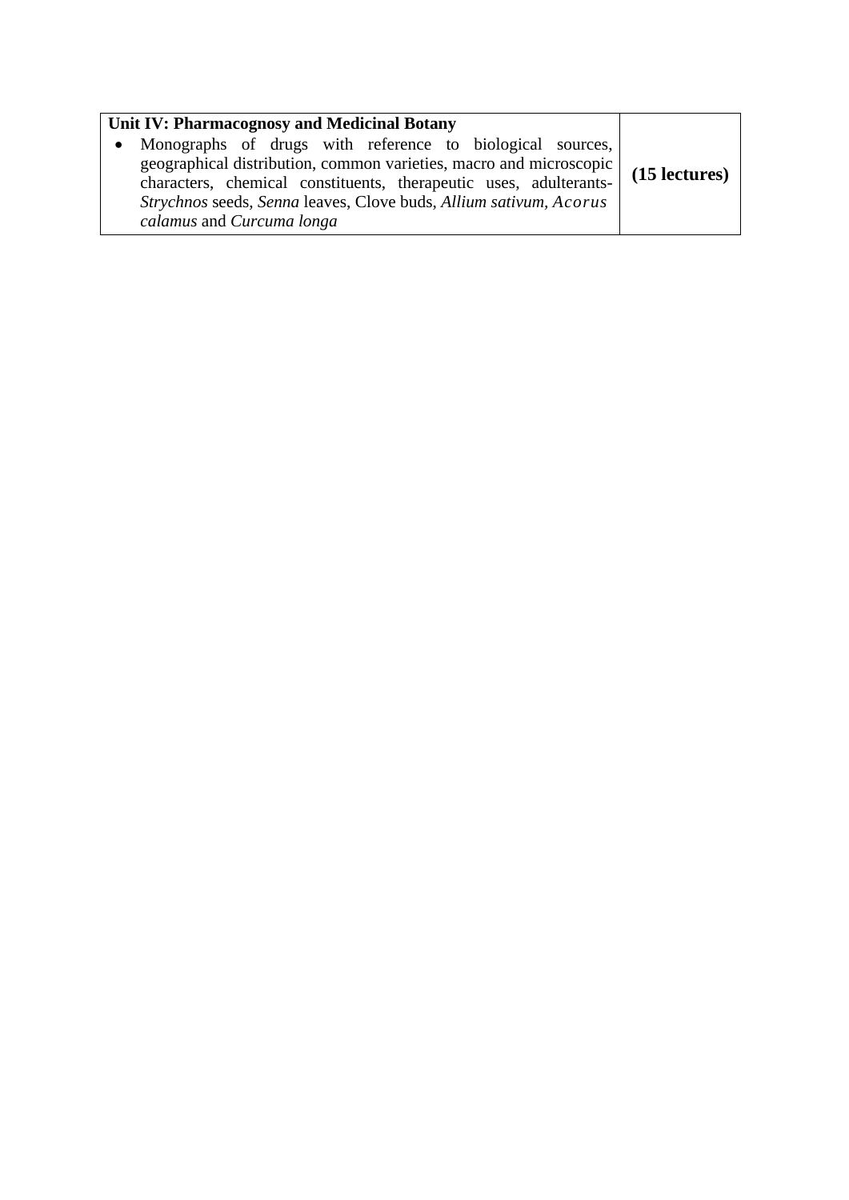| Unit IV: Pharmacognosy and Medicinal Botany | |
|---|---|
| • Monographs of drugs with reference to biological sources, geographical distribution, common varieties, macro and microscopic characters, chemical constituents, therapeutic uses, adulterants- *Strychnos* seeds, *Senna* leaves, Clove buds, *Allium sativum*, *Acorus calamus* and *Curcuma longa* | **(15 lectures)** |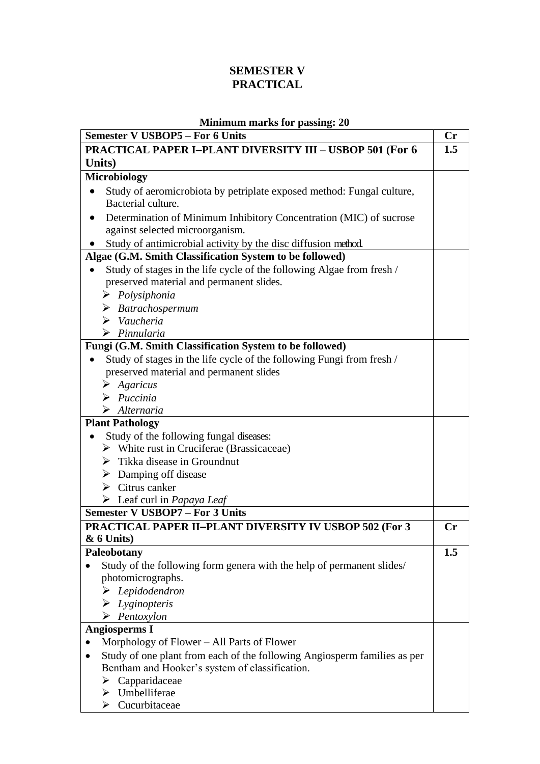## SEMESTER V
## PRACTICAL

**Minimum marks for passing: 20**

| **Semester V USBOP5 – For 6 Units** | **Cr** |
|---|---|
| **PRACTICAL PAPER I–PLANT DIVERSITY III – USBOP 501 (For 6 Units)** | **1.5** |
| **Microbiology**<br>• Study of aeromicrobiota by petriplate exposed method: Fungal culture, Bacterial culture.<br>• Determination of Minimum Inhibitory Concentration (MIC) of sucrose against selected microorganism.<br>• Study of antimicrobial activity by the disc diffusion method. | |
| **Algae (G.M. Smith Classification System to be followed)**<br>• Study of stages in the life cycle of the following Algae from fresh / preserved material and permanent slides.<br>➢ *Polysiphonia*<br>➢ *Batrachospermum*<br>➢ *Vaucheria*<br>➢ *Pinnularia* | |
| **Fungi (G.M. Smith Classification System to be followed)**<br>• Study of stages in the life cycle of the following Fungi from fresh / preserved material and permanent slides<br>➢ *Agaricus*<br>➢ *Puccinia*<br>➢ *Alternaria* | |
| **Plant Pathology**<br>• Study of the following fungal diseases:<br>➢ White rust in Cruciferae (Brassicaceae)<br>➢ Tikka disease in Groundnut<br>➢ Damping off disease<br>➢ Citrus canker<br>➢ Leaf curl in *Papaya Leaf* | |
| **Semester V USBOP7 – For 3 Units** | |
| **PRACTICAL PAPER II–PLANT DIVERSITY IV USBOP 502 (For 3 & 6 Units)** | **Cr** |
| **Paleobotany**<br>• Study of the following form genera with the help of permanent slides/ photomicrographs.<br>➢ *Lepidodendron*<br>➢ *Lyginopteris*<br>➢ *Pentoxylon* | **1.5** |
| **Angiosperms I**<br>• Morphology of Flower – All Parts of Flower<br>• Study of one plant from each of the following Angiosperm families as per Bentham and Hooker's system of classification.<br>➢ Capparidaceae<br>➢ Umbelliferae<br>➢ Cucurbitaceae | |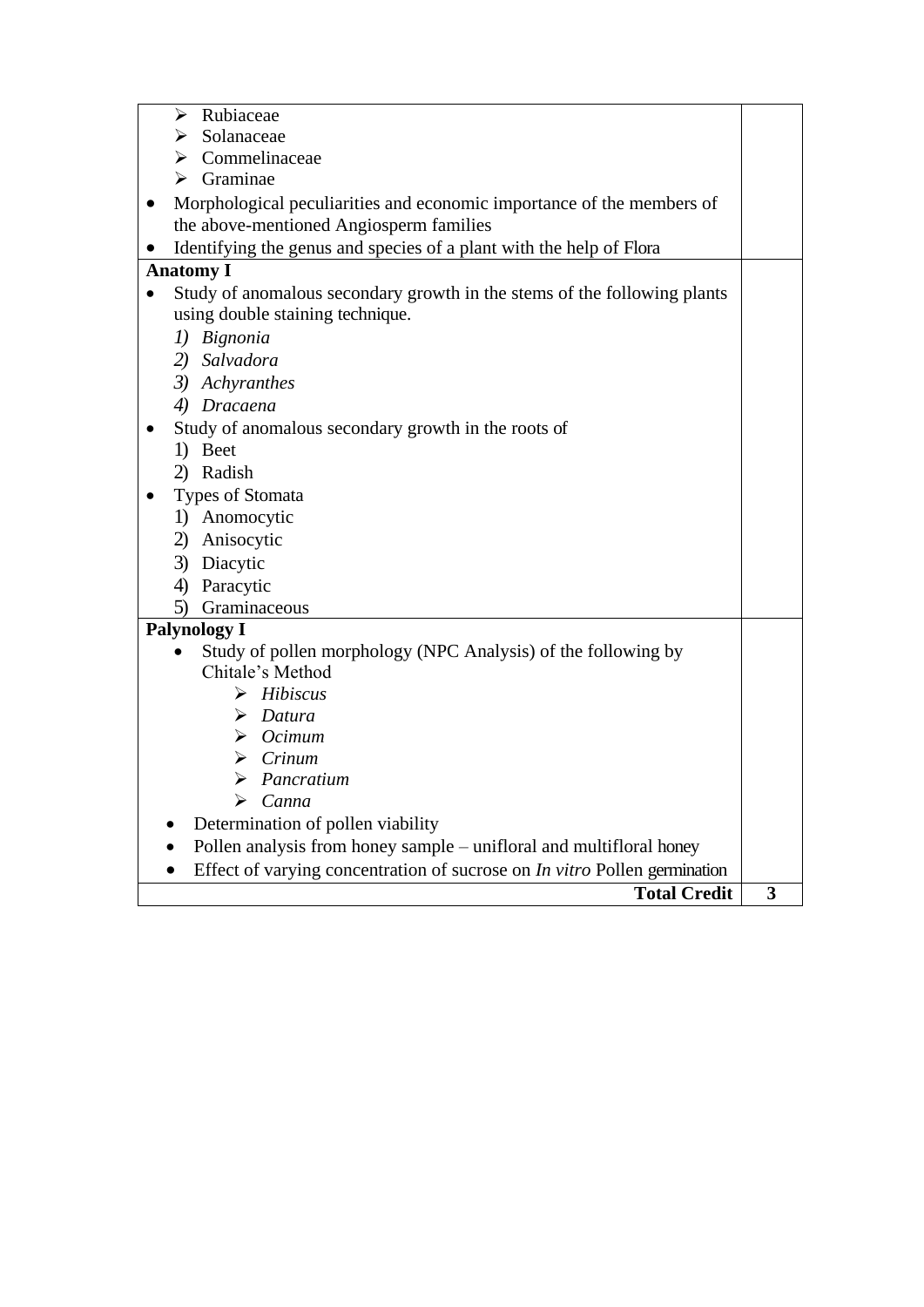| | |
|---|---|
| ➢ Rubiaceae<br>➢ Solanaceae<br>➢ Commelinaceae<br>➢ Graminae<br>• Morphological peculiarities and economic importance of the members of the above-mentioned Angiosperm families<br>• Identifying the genus and species of a plant with the help of Flora | |
| **Anatomy I**<br>• Study of anomalous secondary growth in the stems of the following plants using double staining technique.<br>*1) Bignonia*<br>*2) Salvadora*<br>*3) Achyranthes*<br>*4) Dracaena*<br>• Study of anomalous secondary growth in the roots of<br>1) Beet<br>2) Radish<br>• Types of Stomata<br>1) Anomocytic<br>2) Anisocytic<br>3) Diacytic<br>4) Paracytic<br>5) Graminaceous | |
| **Palynology I**<br>• Study of pollen morphology (NPC Analysis) of the following by Chitale's Method<br>➢ *Hibiscus*<br>➢ *Datura*<br>➢ *Ocimum*<br>➢ *Crinum*<br>➢ *Pancratium*<br>➢ *Canna*<br>• Determination of pollen viability<br>• Pollen analysis from honey sample – unifloral and multifloral honey<br>• Effect of varying concentration of sucrose on *In vitro* Pollen germination | |
| **Total Credit** | **3** |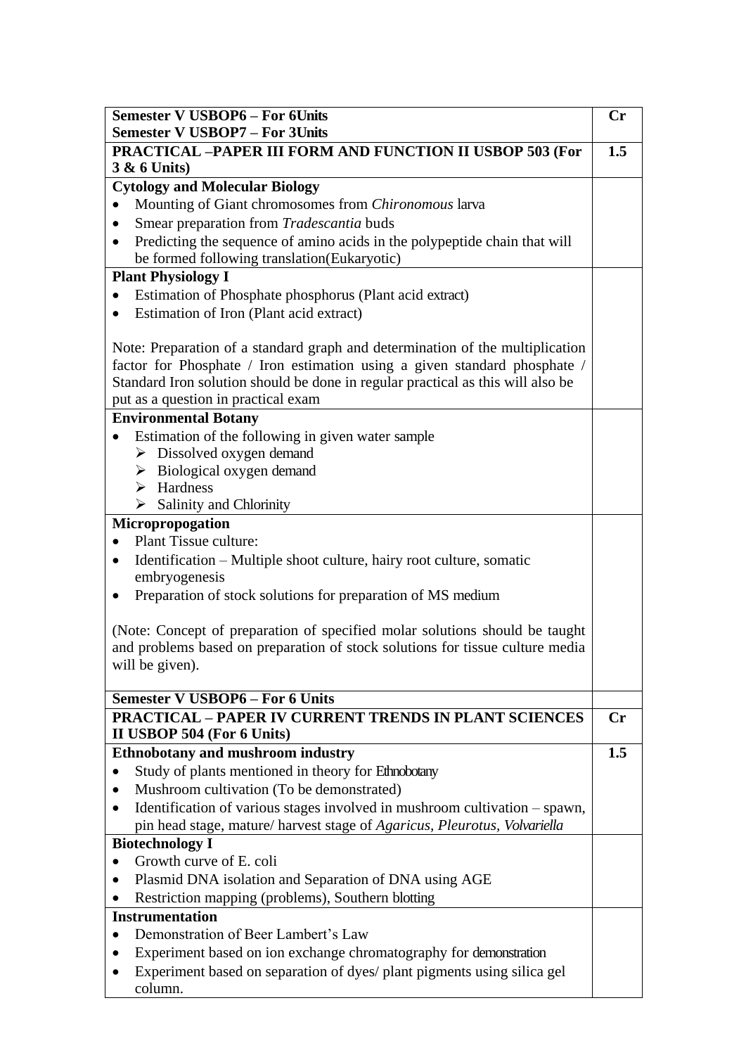| Semester V USBOP6 – For 6Units<br>Semester V USBOP7 – For 3Units | Cr |
|---|---|
| **PRACTICAL –PAPER III FORM AND FUNCTION II USBOP 503 (For 3 & 6 Units)** | **1.5** |
| **Cytology and Molecular Biology**<br>• Mounting of Giant chromosomes from *Chironomous* larva<br>• Smear preparation from *Tradescantia* buds<br>• Predicting the sequence of amino acids in the polypeptide chain that will be formed following translation(Eukaryotic) | |
| **Plant Physiology I**<br>• Estimation of Phosphate phosphorus (Plant acid extract)<br>• Estimation of Iron (Plant acid extract)<br><br>Note: Preparation of a standard graph and determination of the multiplication factor for Phosphate / Iron estimation using a given standard phosphate / Standard Iron solution should be done in regular practical as this will also be put as a question in practical exam | |
| **Environmental Botany**<br>• Estimation of the following in given water sample<br>➢ Dissolved oxygen demand<br>➢ Biological oxygen demand<br>➢ Hardness<br>➢ Salinity and Chlorinity | |
| **Micropropogation**<br>• Plant Tissue culture:<br>• Identification – Multiple shoot culture, hairy root culture, somatic embryogenesis<br>• Preparation of stock solutions for preparation of MS medium<br><br>(Note: Concept of preparation of specified molar solutions should be taught and problems based on preparation of stock solutions for tissue culture media will be given). | |
| **Semester V USBOP6 – For 6 Units** | |
| **PRACTICAL – PAPER IV CURRENT TRENDS IN PLANT SCIENCES II USBOP 504 (For 6 Units)** | **Cr** |
| **Ethnobotany and mushroom industry**<br>• Study of plants mentioned in theory for Ethnobotany<br>• Mushroom cultivation (To be demonstrated)<br>• Identification of various stages involved in mushroom cultivation – spawn, pin head stage, mature/ harvest stage of *Agaricus, Pleurotus, Volvariella* | **1.5** |
| **Biotechnology I**<br>• Growth curve of E. coli<br>• Plasmid DNA isolation and Separation of DNA using AGE<br>• Restriction mapping (problems), Southern blotting | |
| **Instrumentation**<br>• Demonstration of Beer Lambert's Law<br>• Experiment based on ion exchange chromatography for demonstration<br>• Experiment based on separation of dyes/ plant pigments using silica gel column. | |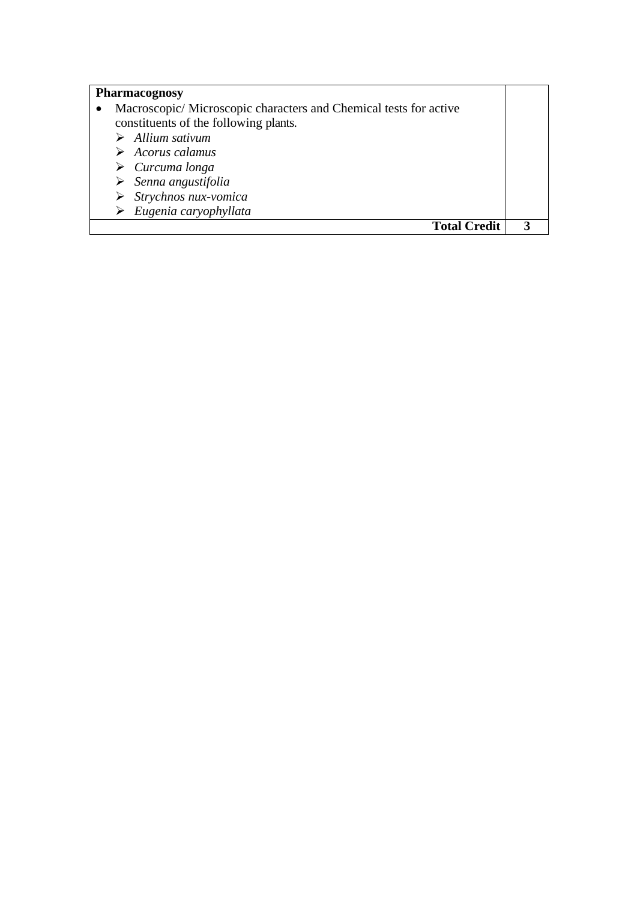| **Pharmacognosy**<br>• Macroscopic/ Microscopic characters and Chemical tests for active constituents of the following plants.<br>➢ *Allium sativum*<br>➢ *Acorus calamus*<br>➢ *Curcuma longa*<br>➢ *Senna angustifolia*<br>➢ *Strychnos nux-vomica*<br>➢ *Eugenia caryophyllata* | |
|---|---|
| **Total Credit** | **3** |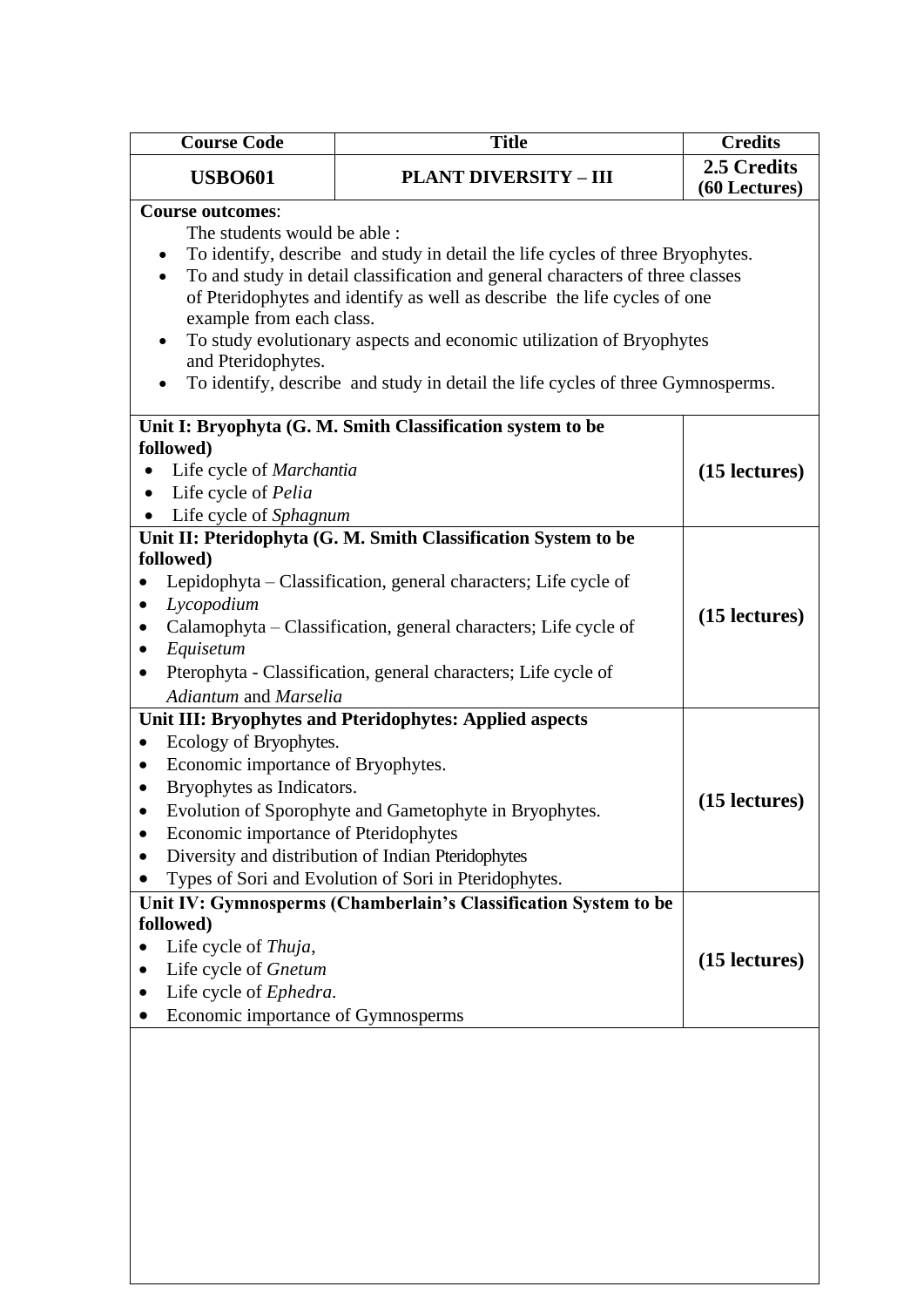| Course Code | Title | Credits |
|---|---|---|
| **USBO601** | **PLANT DIVERSITY – III** | **2.5 Credits (60 Lectures)** |

**Course outcomes**:

The students would be able :

- To identify, describe and study in detail the life cycles of three Bryophytes.
- To and study in detail classification and general characters of three classes of Pteridophytes and identify as well as describe the life cycles of one example from each class.
- To study evolutionary aspects and economic utilization of Bryophytes and Pteridophytes.
- To identify, describe and study in detail the life cycles of three Gymnosperms.

| Content | Lectures |
|---|---|
| **Unit I: Bryophyta (G. M. Smith Classification system to be followed)**<br>• Life cycle of *Marchantia*<br>• Life cycle of *Pelia*<br>• Life cycle of *Sphagnum* | **(15 lectures)** |
| **Unit II: Pteridophyta (G. M. Smith Classification System to be followed)**<br>• Lepidophyta – Classification, general characters; Life cycle of<br>• *Lycopodium*<br>• Calamophyta – Classification, general characters; Life cycle of<br>• *Equisetum*<br>• Pterophyta - Classification, general characters; Life cycle of *Adiantum* and *Marselia* | **(15 lectures)** |
| **Unit III: Bryophytes and Pteridophytes: Applied aspects**<br>• Ecology of Bryophytes.<br>• Economic importance of Bryophytes.<br>• Bryophytes as Indicators.<br>• Evolution of Sporophyte and Gametophyte in Bryophytes.<br>• Economic importance of Pteridophytes<br>• Diversity and distribution of Indian Pteridophytes<br>• Types of Sori and Evolution of Sori in Pteridophytes. | **(15 lectures)** |
| **Unit IV: Gymnosperms (Chamberlain's Classification System to be followed)**<br>• Life cycle of *Thuja*,<br>• Life cycle of *Gnetum*<br>• Life cycle of *Ephedra*.<br>• Economic importance of Gymnosperms | **(15 lectures)** |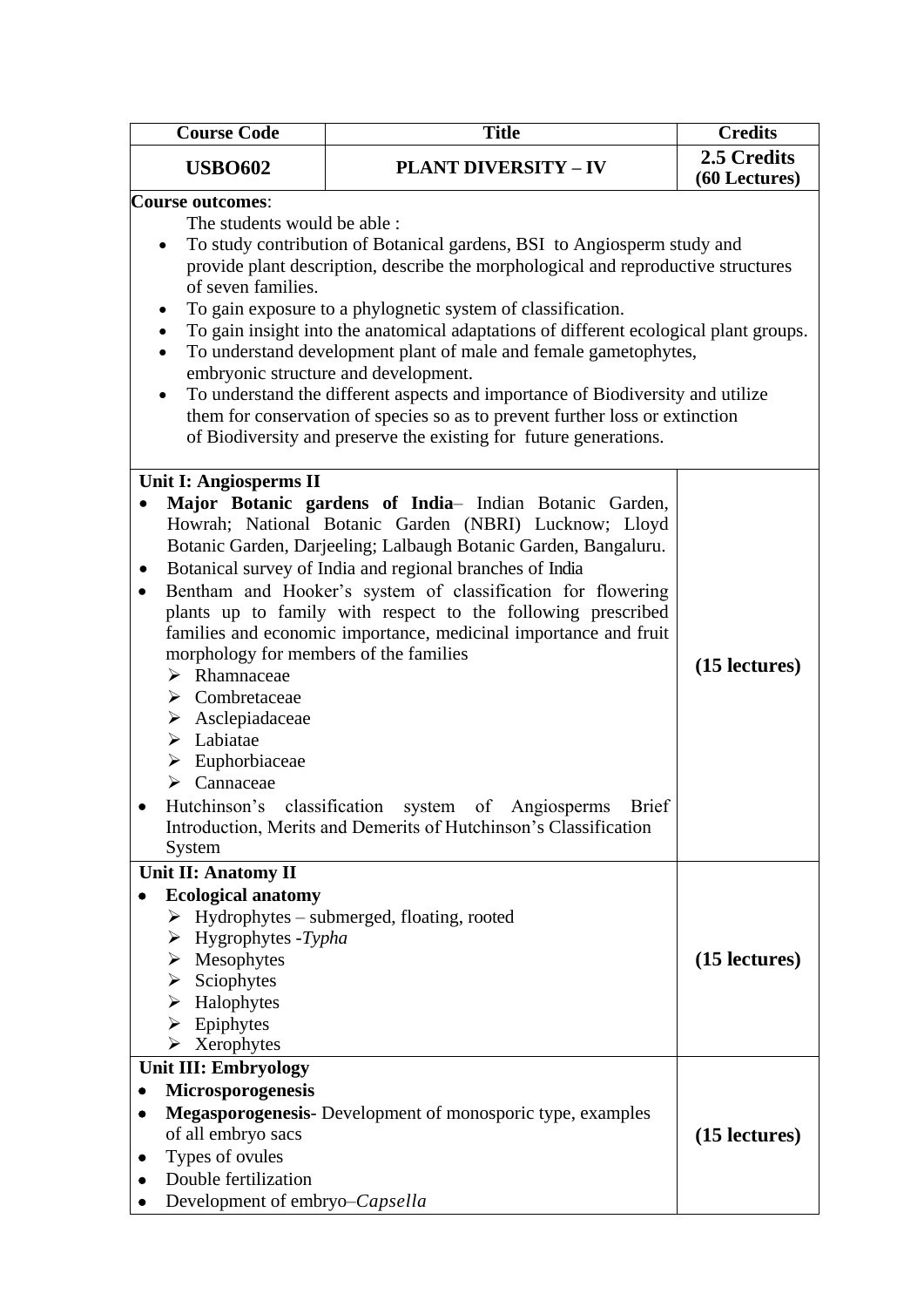| Course Code | Title | Credits |
|---|---|---|
| **USBO602** | **PLANT DIVERSITY – IV** | **2.5 Credits (60 Lectures)** |

**Course outcomes**:

The students would be able :

- To study contribution of Botanical gardens, BSI to Angiosperm study and provide plant description, describe the morphological and reproductive structures of seven families.
- To gain exposure to a phylognetic system of classification.
- To gain insight into the anatomical adaptations of different ecological plant groups.
- To understand development plant of male and female gametophytes, embryonic structure and development.
- To understand the different aspects and importance of Biodiversity and utilize them for conservation of species so as to prevent further loss or extinction of Biodiversity and preserve the existing for future generations.

| Content | Lectures |
|---|---|
| **Unit I: Angiosperms II**<br>• **Major Botanic gardens of India**– Indian Botanic Garden, Howrah; National Botanic Garden (NBRI) Lucknow; Lloyd Botanic Garden, Darjeeling; Lalbaugh Botanic Garden, Bangaluru.<br>• Botanical survey of India and regional branches of India<br>• Bentham and Hooker's system of classification for flowering plants up to family with respect to the following prescribed families and economic importance, medicinal importance and fruit morphology for members of the families<br>➢ Rhamnaceae<br>➢ Combretaceae<br>➢ Asclepiadaceae<br>➢ Labiatae<br>➢ Euphorbiaceae<br>➢ Cannaceae<br>• Hutchinson's classification system of Angiosperms Brief Introduction, Merits and Demerits of Hutchinson's Classification System | **(15 lectures)** |
| **Unit II: Anatomy II**<br>• **Ecological anatomy**<br>➢ Hydrophytes – submerged, floating, rooted<br>➢ Hygrophytes -*Typha*<br>➢ Mesophytes<br>➢ Sciophytes<br>➢ Halophytes<br>➢ Epiphytes<br>➢ Xerophytes | **(15 lectures)** |
| **Unit III: Embryology**<br>• **Microsporogenesis**<br>• **Megasporogenesis**- Development of monosporic type, examples of all embryo sacs<br>• Types of ovules<br>• Double fertilization<br>• Development of embryo–*Capsella* | **(15 lectures)** |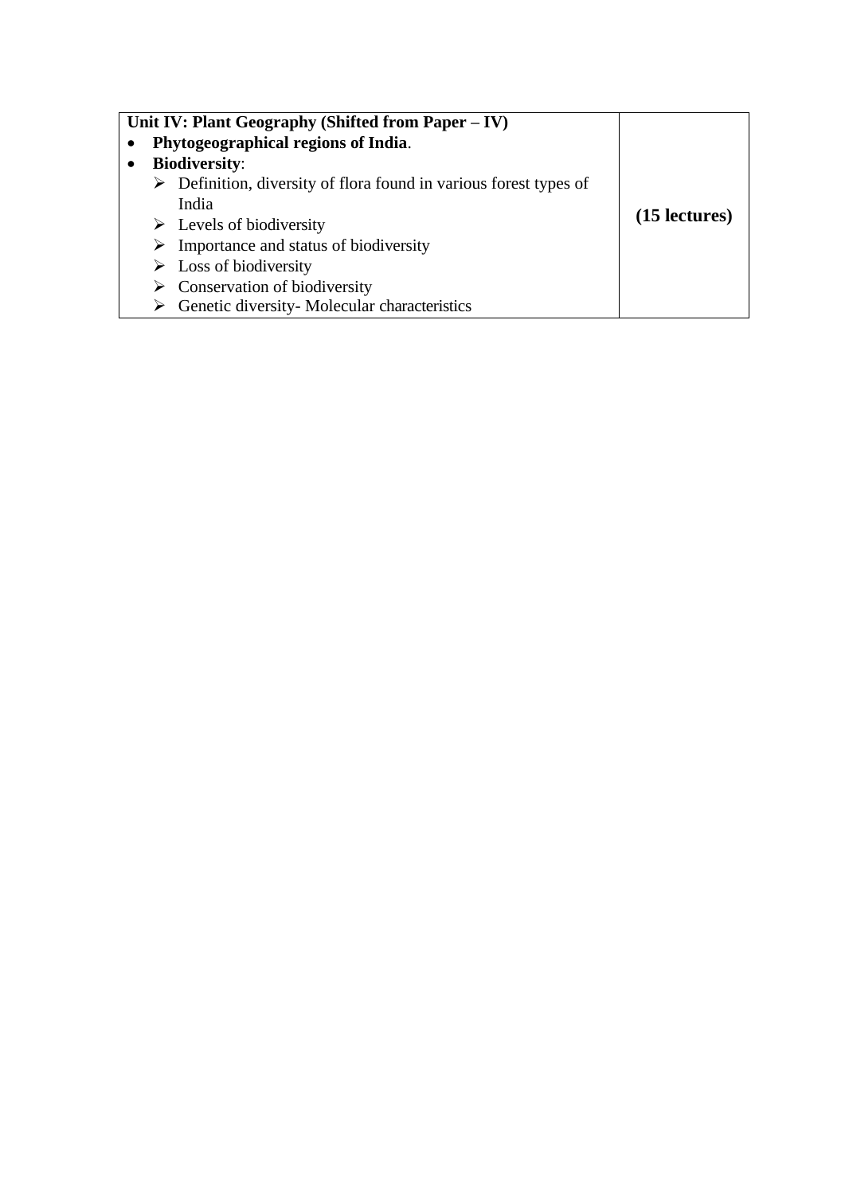| Unit IV: Plant Geography (Shifted from Paper – IV) | |
| --- | --- |
| • **Phytogeographical regions of India**.<br>• **Biodiversity**:<br>➢ Definition, diversity of flora found in various forest types of India<br>➢ Levels of biodiversity<br>➢ Importance and status of biodiversity<br>➢ Loss of biodiversity<br>➢ Conservation of biodiversity<br>➢ Genetic diversity- Molecular characteristics | **(15 lectures)** |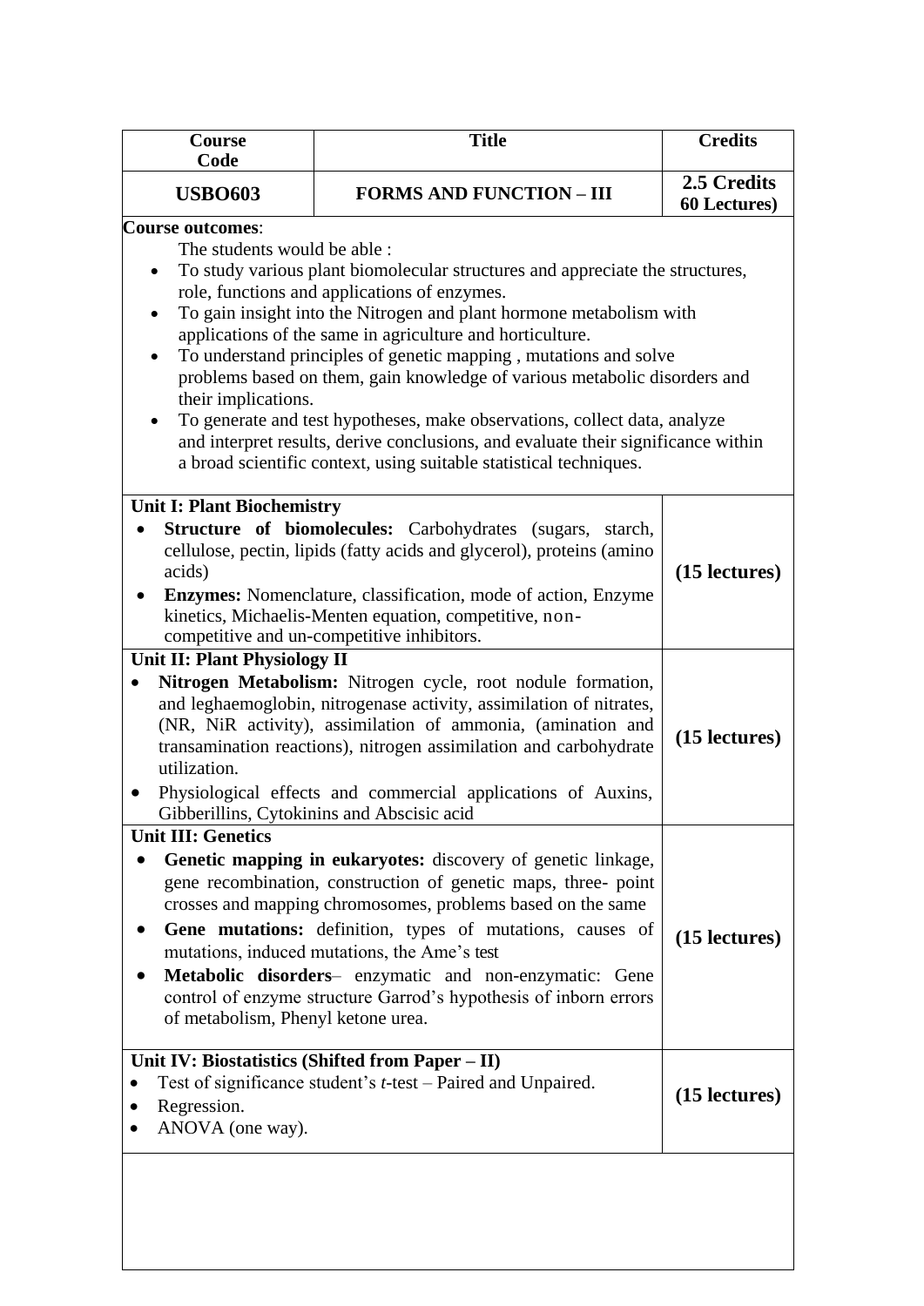| Course Code | Title | Credits |
| --- | --- | --- |
| **USBO603** | **FORMS AND FUNCTION – III** | **2.5 Credits 60 Lectures)** |

**Course outcomes**:

The students would be able :

- To study various plant biomolecular structures and appreciate the structures, role, functions and applications of enzymes.
- To gain insight into the Nitrogen and plant hormone metabolism with applications of the same in agriculture and horticulture.
- To understand principles of genetic mapping , mutations and solve problems based on them, gain knowledge of various metabolic disorders and their implications.
- To generate and test hypotheses, make observations, collect data, analyze and interpret results, derive conclusions, and evaluate their significance within a broad scientific context, using suitable statistical techniques.

| Content | Lectures |
| --- | --- |
| **Unit I: Plant Biochemistry**<br>• **Structure of biomolecules:** Carbohydrates (sugars, starch, cellulose, pectin, lipids (fatty acids and glycerol), proteins (amino acids)<br>• **Enzymes:** Nomenclature, classification, mode of action, Enzyme kinetics, Michaelis-Menten equation, competitive, non-competitive and un-competitive inhibitors. | **(15 lectures)** |
| **Unit II: Plant Physiology II**<br>• **Nitrogen Metabolism:** Nitrogen cycle, root nodule formation, and leghaemoglobin, nitrogenase activity, assimilation of nitrates, (NR, NiR activity), assimilation of ammonia, (amination and transamination reactions), nitrogen assimilation and carbohydrate utilization.<br>• Physiological effects and commercial applications of Auxins, Gibberillins, Cytokinins and Abscisic acid | **(15 lectures)** |
| **Unit III: Genetics**<br>• **Genetic mapping in eukaryotes:** discovery of genetic linkage, gene recombination, construction of genetic maps, three- point crosses and mapping chromosomes, problems based on the same<br>• **Gene mutations:** definition, types of mutations, causes of mutations, induced mutations, the Ame's test<br>• **Metabolic disorders**– enzymatic and non-enzymatic: Gene control of enzyme structure Garrod's hypothesis of inborn errors of metabolism, Phenyl ketone urea. | **(15 lectures)** |
| **Unit IV: Biostatistics (Shifted from Paper – II)**<br>• Test of significance student's *t*-test – Paired and Unpaired.<br>• Regression.<br>• ANOVA (one way). | **(15 lectures)** |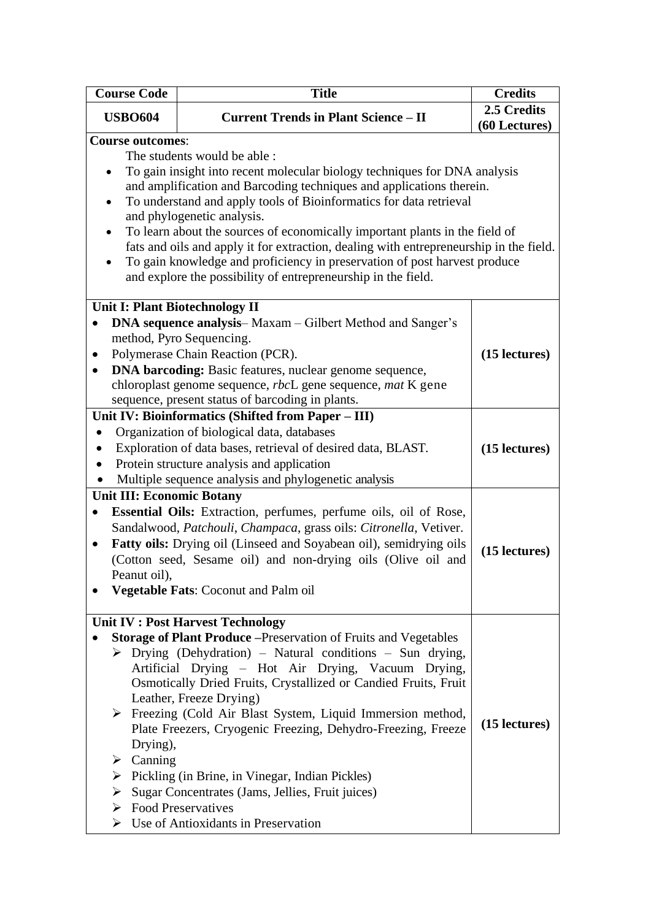| Course Code | Title | Credits |
|---|---|---|
| **USBO604** | **Current Trends in Plant Science – II** | **2.5 Credits (60 Lectures)** |

**Course outcomes**:

The students would be able :

- To gain insight into recent molecular biology techniques for DNA analysis and amplification and Barcoding techniques and applications therein.
- To understand and apply tools of Bioinformatics for data retrieval and phylogenetic analysis.
- To learn about the sources of economically important plants in the field of fats and oils and apply it for extraction, dealing with entrepreneurship in the field.
- To gain knowledge and proficiency in preservation of post harvest produce and explore the possibility of entrepreneurship in the field.

| Content | Lectures |
|---|---|
| **Unit I: Plant Biotechnology II**<br>• **DNA sequence analysis**– Maxam – Gilbert Method and Sanger's method, Pyro Sequencing.<br>• Polymerase Chain Reaction (PCR).<br>• **DNA barcoding:** Basic features, nuclear genome sequence, chloroplast genome sequence, *rbc*L gene sequence, *mat* K gene sequence, present status of barcoding in plants. | **(15 lectures)** |
| **Unit IV: Bioinformatics (Shifted from Paper – III)**<br>• Organization of biological data, databases<br>• Exploration of data bases, retrieval of desired data, BLAST.<br>• Protein structure analysis and application<br>• Multiple sequence analysis and phylogenetic analysis | **(15 lectures)** |
| **Unit III: Economic Botany**<br>• **Essential Oils:** Extraction, perfumes, perfume oils, oil of Rose, Sandalwood, *Patchouli*, *Champaca*, grass oils: *Citronella*, Vetiver.<br>• **Fatty oils:** Drying oil (Linseed and Soyabean oil), semidrying oils (Cotton seed, Sesame oil) and non-drying oils (Olive oil and Peanut oil),<br>• **Vegetable Fats**: Coconut and Palm oil | **(15 lectures)** |
| **Unit IV : Post Harvest Technology**<br>• **Storage of Plant Produce** –Preservation of Fruits and Vegetables<br>➢ Drying (Dehydration) – Natural conditions – Sun drying, Artificial Drying – Hot Air Drying, Vacuum Drying, Osmotically Dried Fruits, Crystallized or Candied Fruits, Fruit Leather, Freeze Drying)<br>➢ Freezing (Cold Air Blast System, Liquid Immersion method, Plate Freezers, Cryogenic Freezing, Dehydro-Freezing, Freeze Drying),<br>➢ Canning<br>➢ Pickling (in Brine, in Vinegar, Indian Pickles)<br>➢ Sugar Concentrates (Jams, Jellies, Fruit juices)<br>➢ Food Preservatives<br>➢ Use of Antioxidants in Preservation | **(15 lectures)** |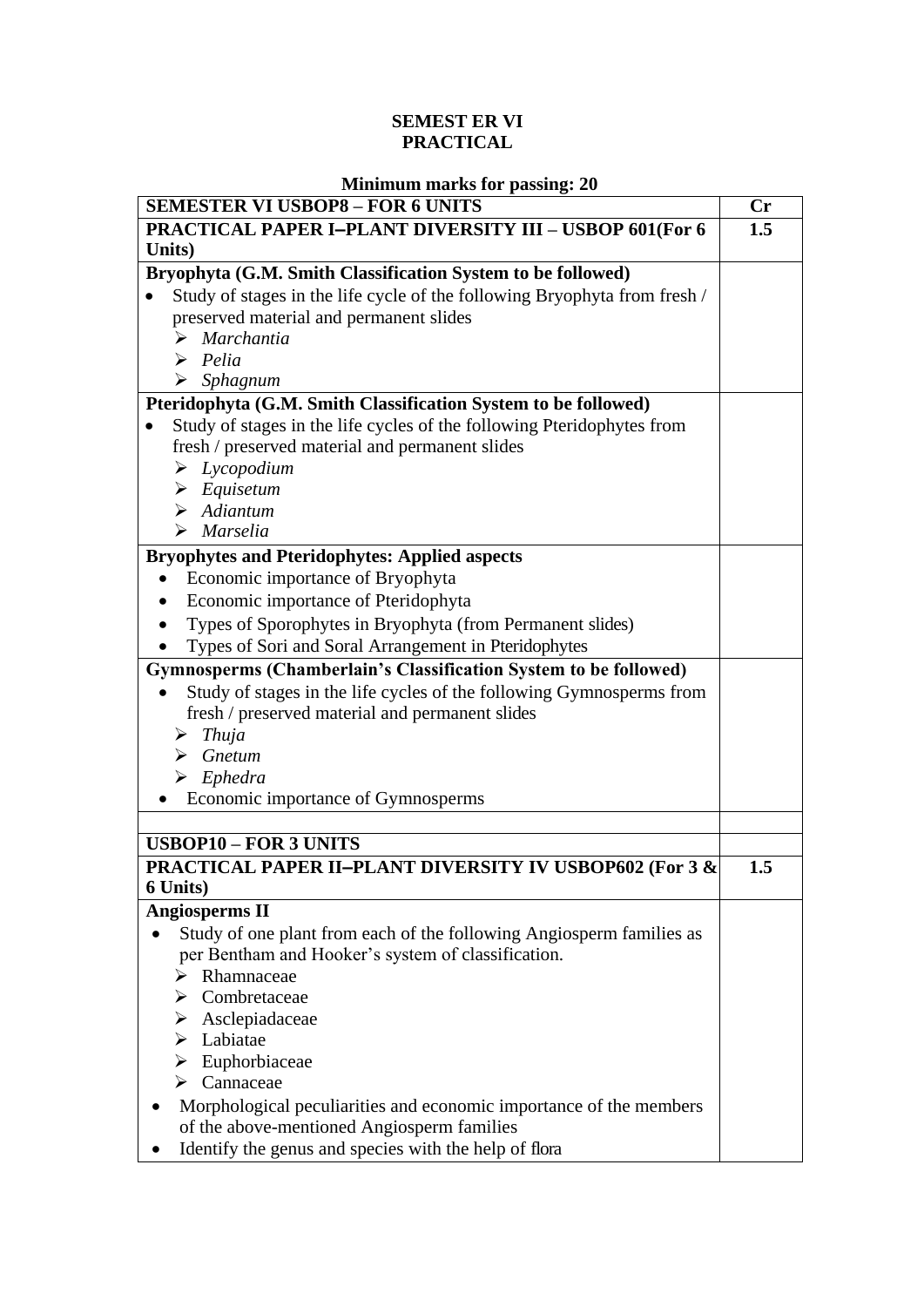**SEMEST ER VI**
**PRACTICAL**

**Minimum marks for passing: 20**

| SEMESTER VI USBOP8 – FOR 6 UNITS | Cr |
|---|---|
| **PRACTICAL PAPER I–PLANT DIVERSITY III – USBOP 601(For 6 Units)** | **1.5** |
| **Bryophyta (G.M. Smith Classification System to be followed)**<br>• Study of stages in the life cycle of the following Bryophyta from fresh / preserved material and permanent slides<br>➢ *Marchantia*<br>➢ *Pelia*<br>➢ *Sphagnum* | |
| **Pteridophyta (G.M. Smith Classification System to be followed)**<br>• Study of stages in the life cycles of the following Pteridophytes from fresh / preserved material and permanent slides<br>➢ *Lycopodium*<br>➢ *Equisetum*<br>➢ *Adiantum*<br>➢ *Marselia* | |
| **Bryophytes and Pteridophytes: Applied aspects**<br>• Economic importance of Bryophyta<br>• Economic importance of Pteridophyta<br>• Types of Sporophytes in Bryophyta (from Permanent slides)<br>• Types of Sori and Soral Arrangement in Pteridophytes | |
| **Gymnosperms (Chamberlain's Classification System to be followed)**<br>• Study of stages in the life cycles of the following Gymnosperms from fresh / preserved material and permanent slides<br>➢ *Thuja*<br>➢ *Gnetum*<br>➢ *Ephedra*<br>• Economic importance of Gymnosperms | |
| | |
| **USBOP10 – FOR 3 UNITS** | |
| **PRACTICAL PAPER II–PLANT DIVERSITY IV USBOP602 (For 3 & 6 Units)** | **1.5** |
| **Angiosperms II**<br>• Study of one plant from each of the following Angiosperm families as per Bentham and Hooker's system of classification.<br>➢ Rhamnaceae<br>➢ Combretaceae<br>➢ Asclepiadaceae<br>➢ Labiatae<br>➢ Euphorbiaceae<br>➢ Cannaceae<br>• Morphological peculiarities and economic importance of the members of the above-mentioned Angiosperm families<br>• Identify the genus and species with the help of flora | |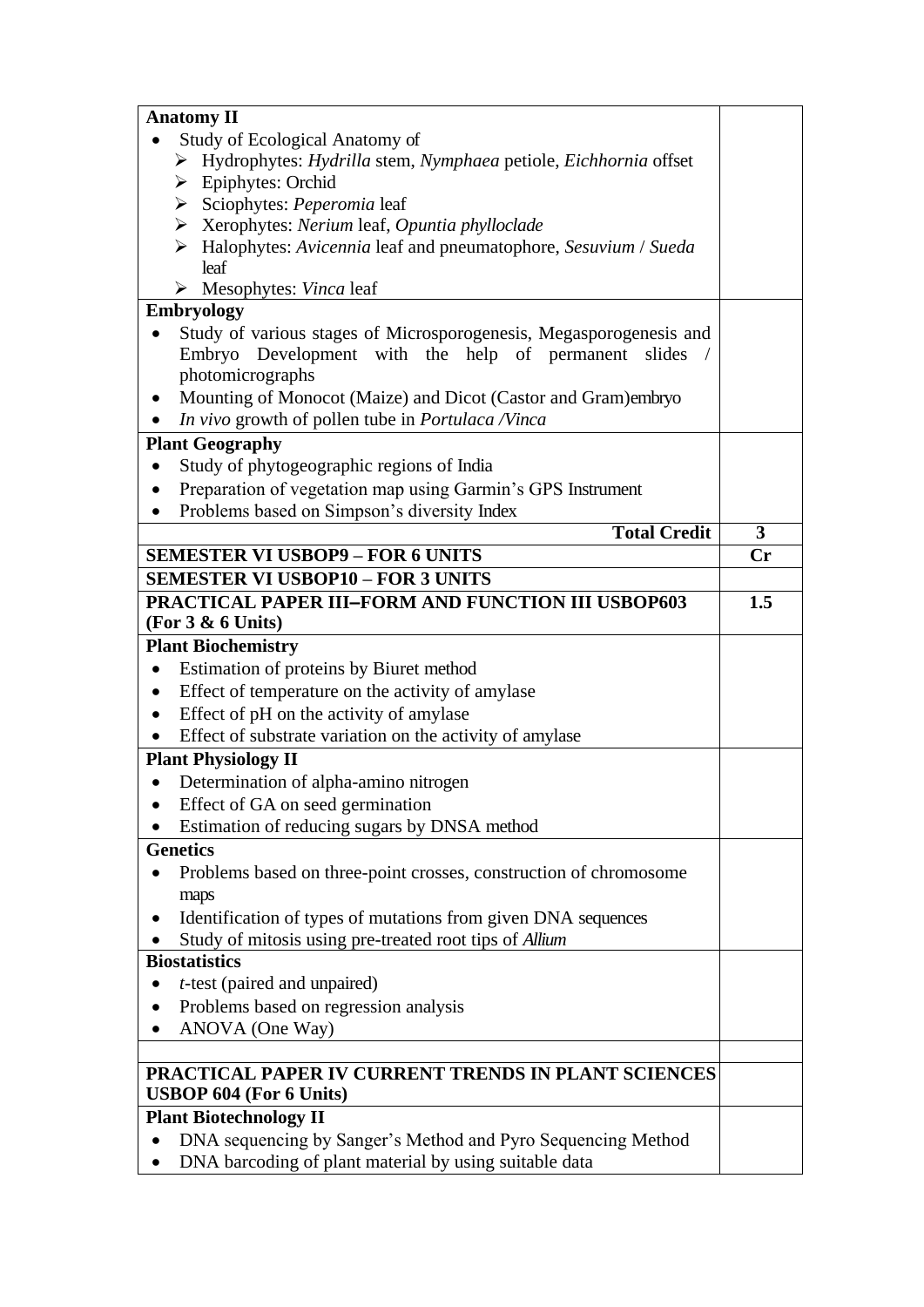| **Anatomy II** | |
|---|---|
| • Study of Ecological Anatomy of<br>➢ Hydrophytes: *Hydrilla* stem, *Nymphaea* petiole, *Eichhornia* offset<br>➢ Epiphytes: Orchid<br>➢ Sciophytes: *Peperomia* leaf<br>➢ Xerophytes: *Nerium* leaf, *Opuntia phylloclade*<br>➢ Halophytes: *Avicennia* leaf and pneumatophore, *Sesuvium* / *Sueda* leaf<br>➢ Mesophytes: *Vinca* leaf | |
| **Embryology** | |
| • Study of various stages of Microsporogenesis, Megasporogenesis and Embryo Development with the help of permanent slides / photomicrographs<br>• Mounting of Monocot (Maize) and Dicot (Castor and Gram)embryo<br>• *In vivo* growth of pollen tube in *Portulaca /Vinca* | |
| **Plant Geography** | |
| • Study of phytogeographic regions of India<br>• Preparation of vegetation map using Garmin's GPS Instrument<br>• Problems based on Simpson's diversity Index | |
| **Total Credit** | **3** |
| **SEMESTER VI USBOP9 – FOR 6 UNITS** | **Cr** |
| **SEMESTER VI USBOP10 – FOR 3 UNITS** | |
| **PRACTICAL PAPER III–FORM AND FUNCTION III USBOP603 (For 3 & 6 Units)** | **1.5** |
| **Plant Biochemistry** | |
| • Estimation of proteins by Biuret method<br>• Effect of temperature on the activity of amylase<br>• Effect of pH on the activity of amylase<br>• Effect of substrate variation on the activity of amylase | |
| **Plant Physiology II** | |
| • Determination of alpha-amino nitrogen<br>• Effect of GA on seed germination<br>• Estimation of reducing sugars by DNSA method | |
| **Genetics** | |
| • Problems based on three-point crosses, construction of chromosome maps<br>• Identification of types of mutations from given DNA sequences<br>• Study of mitosis using pre-treated root tips of *Allium* | |
| **Biostatistics** | |
| • *t*-test (paired and unpaired)<br>• Problems based on regression analysis<br>• ANOVA (One Way) | |
| | |
| **PRACTICAL PAPER IV CURRENT TRENDS IN PLANT SCIENCES USBOP 604 (For 6 Units)** | |
| **Plant Biotechnology II** | |
| • DNA sequencing by Sanger's Method and Pyro Sequencing Method<br>• DNA barcoding of plant material by using suitable data | |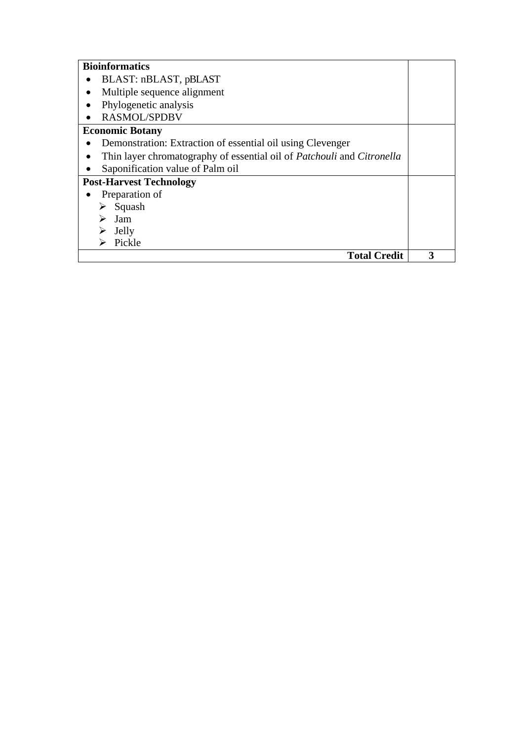| | |
|---|---|
| **Bioinformatics**<br>• BLAST: nBLAST, pBLAST<br>• Multiple sequence alignment<br>• Phylogenetic analysis<br>• RASMOL/SPDBV | |
| **Economic Botany**<br>• Demonstration: Extraction of essential oil using Clevenger<br>• Thin layer chromatography of essential oil of *Patchouli* and *Citronella*<br>• Saponification value of Palm oil | |
| **Post-Harvest Technology**<br>• Preparation of<br>➢ Squash<br>➢ Jam<br>➢ Jelly<br>➢ Pickle | |
| **Total Credit** | **3** |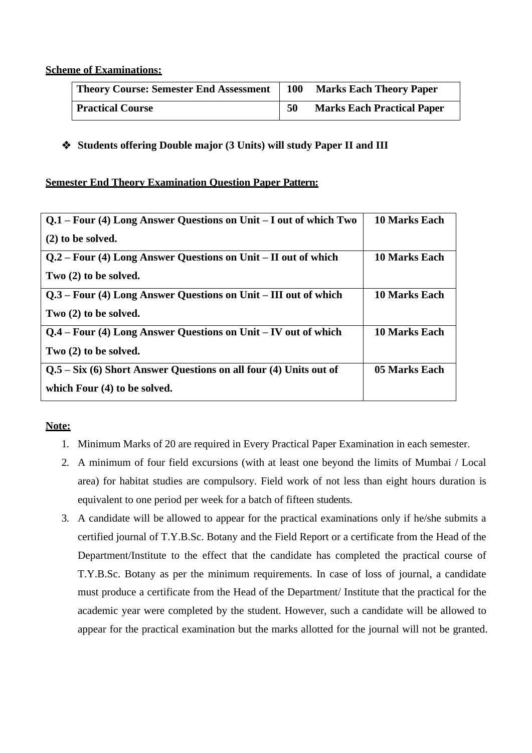**Scheme of Examinations:**

| Theory Course: Semester End Assessment | 100 Marks Each Theory Paper |
|---|---|
| **Practical Course** | **50 Marks Each Practical Paper** |

- **Students offering Double major (3 Units) will study Paper II and III**

**Semester End Theory Examination Question Paper Pattern:**

| Q.1 – Four (4) Long Answer Questions on Unit – I out of which Two (2) to be solved. | 10 Marks Each |
|---|---|
| **Q.2 – Four (4) Long Answer Questions on Unit – II out of which Two (2) to be solved.** | **10 Marks Each** |
| **Q.3 – Four (4) Long Answer Questions on Unit – III out of which Two (2) to be solved.** | **10 Marks Each** |
| **Q.4 – Four (4) Long Answer Questions on Unit – IV out of which Two (2) to be solved.** | **10 Marks Each** |
| **Q.5 – Six (6) Short Answer Questions on all four (4) Units out of which Four (4) to be solved.** | **05 Marks Each** |

**Note:**

1. Minimum Marks of 20 are required in Every Practical Paper Examination in each semester.
2. A minimum of four field excursions (with at least one beyond the limits of Mumbai / Local area) for habitat studies are compulsory. Field work of not less than eight hours duration is equivalent to one period per week for a batch of fifteen students.
3. A candidate will be allowed to appear for the practical examinations only if he/she submits a certified journal of T.Y.B.Sc. Botany and the Field Report or a certificate from the Head of the Department/Institute to the effect that the candidate has completed the practical course of T.Y.B.Sc. Botany as per the minimum requirements. In case of loss of journal, a candidate must produce a certificate from the Head of the Department/ Institute that the practical for the academic year were completed by the student. However, such a candidate will be allowed to appear for the practical examination but the marks allotted for the journal will not be granted.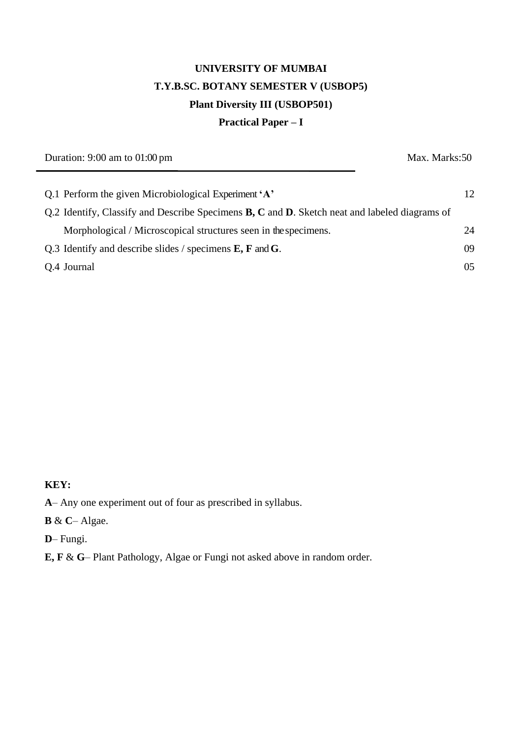**UNIVERSITY OF MUMBAI**

**T.Y.B.SC. BOTANY SEMESTER V (USBOP5)**

**Plant Diversity III (USBOP501)**

**Practical Paper – I**

Duration: 9:00 am to 01:00 pm Max. Marks:50

| | | |
|---|---|---|
| Q.1 | Perform the given Microbiological Experiment **'A'** | 12 |
| Q.2 | Identify, Classify and Describe Specimens **B, C** and **D**. Sketch neat and labeled diagrams of Morphological / Microscopical structures seen in the specimens. | 24 |
| Q.3 | Identify and describe slides / specimens **E, F** and **G**. | 09 |
| Q.4 | Journal | 05 |

**KEY:**

**A**– Any one experiment out of four as prescribed in syllabus.

**B** & **C**– Algae.

**D**– Fungi.

**E, F** & **G**– Plant Pathology, Algae or Fungi not asked above in random order.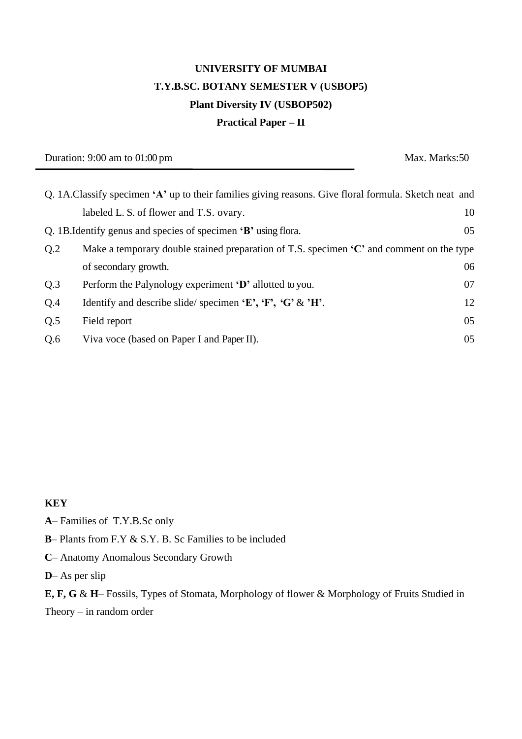**UNIVERSITY OF MUMBAI**

**T.Y.B.SC. BOTANY SEMESTER V (USBOP5)**

**Plant Diversity IV (USBOP502)**

**Practical Paper – II**

Duration: 9:00 am to 01:00 pm | Max. Marks:50

| | | |
|---|---|---|
| Q. 1A. | Classify specimen **'A'** up to their families giving reasons. Give floral formula. Sketch neat and labeled L. S. of flower and T.S. ovary. | 10 |
| Q. 1B. | Identify genus and species of specimen **'B'** using flora. | 05 |
| Q.2 | Make a temporary double stained preparation of T.S. specimen **'C'** and comment on the type of secondary growth. | 06 |
| Q.3 | Perform the Palynology experiment **'D'** allotted to you. | 07 |
| Q.4 | Identify and describe slide/ specimen **'E', 'F', 'G'** & **'H'**. | 12 |
| Q.5 | Field report | 05 |
| Q.6 | Viva voce (based on Paper I and Paper II). | 05 |

**KEY**

**A**– Families of T.Y.B.Sc only

**B**– Plants from F.Y & S.Y. B. Sc Families to be included

**C**– Anatomy Anomalous Secondary Growth

**D**– As per slip

**E, F, G** & **H**– Fossils, Types of Stomata, Morphology of flower & Morphology of Fruits Studied in Theory – in random order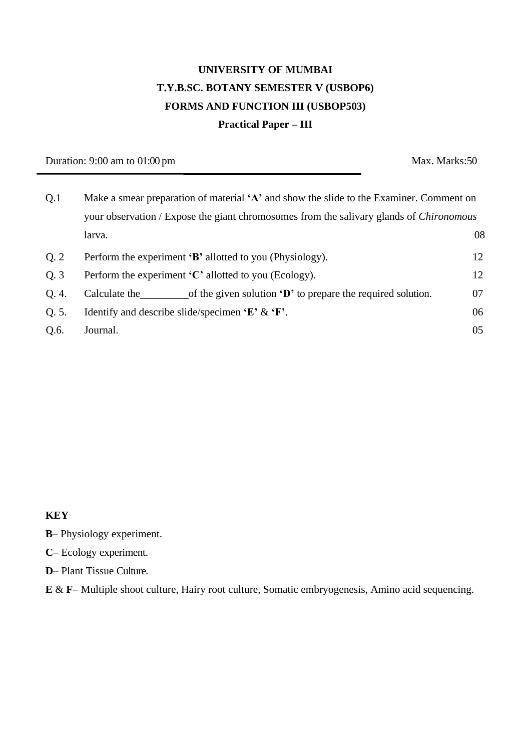# UNIVERSITY OF MUMBAI

## T.Y.B.SC. BOTANY SEMESTER V (USBOP6)

## FORMS AND FUNCTION III (USBOP503)

## Practical Paper – III

Duration: 9:00 am to 01:00 pm Max. Marks:50

---

| | | |
|---|---|---|
| Q.1 | Make a smear preparation of material **'A'** and show the slide to the Examiner. Comment on your observation / Expose the giant chromosomes from the salivary glands of *Chironomous* larva. | 08 |
| Q. 2 | Perform the experiment **'B'** allotted to you (Physiology). | 12 |
| Q. 3 | Perform the experiment **'C'** allotted to you (Ecology). | 12 |
| Q. 4. | Calculate the_________of the given solution **'D'** to prepare the required solution. | 07 |
| Q. 5. | Identify and describe slide/specimen **'E'** & **'F'**. | 06 |
| Q.6. | Journal. | 05 |

**KEY**

**B**– Physiology experiment.

**C**– Ecology experiment.

**D**– Plant Tissue Culture.

**E** & **F**– Multiple shoot culture, Hairy root culture, Somatic embryogenesis, Amino acid sequencing.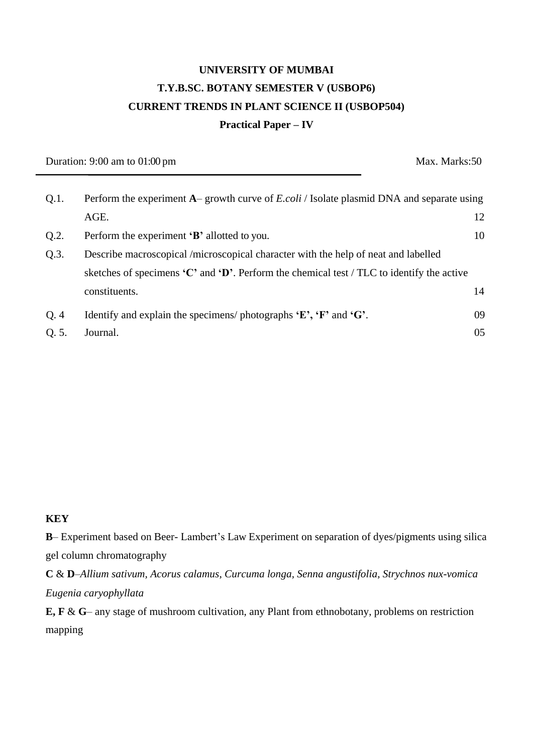**UNIVERSITY OF MUMBAI**

**T.Y.B.SC. BOTANY SEMESTER V (USBOP6)**

**CURRENT TRENDS IN PLANT SCIENCE II (USBOP504)**

**Practical Paper – IV**

Duration: 9:00 am to 01:00 pm Max. Marks:50

---

| | | |
|---|---|---|
| Q.1. | Perform the experiment **A**– growth curve of *E.coli* / Isolate plasmid DNA and separate using AGE. | 12 |
| Q.2. | Perform the experiment **'B'** allotted to you. | 10 |
| Q.3. | Describe macroscopical /microscopical character with the help of neat and labelled sketches of specimens **'C'** and **'D'**. Perform the chemical test / TLC to identify the active constituents. | 14 |
| Q. 4 | Identify and explain the specimens/ photographs **'E', 'F'** and **'G'**. | 09 |
| Q. 5. | Journal. | 05 |

**KEY**

**B**– Experiment based on Beer- Lambert's Law Experiment on separation of dyes/pigments using silica gel column chromatography

**C** & **D**–*Allium sativum, Acorus calamus, Curcuma longa, Senna angustifolia, Strychnos nux-vomica Eugenia caryophyllata*

**E, F** & **G**– any stage of mushroom cultivation, any Plant from ethnobotany, problems on restriction mapping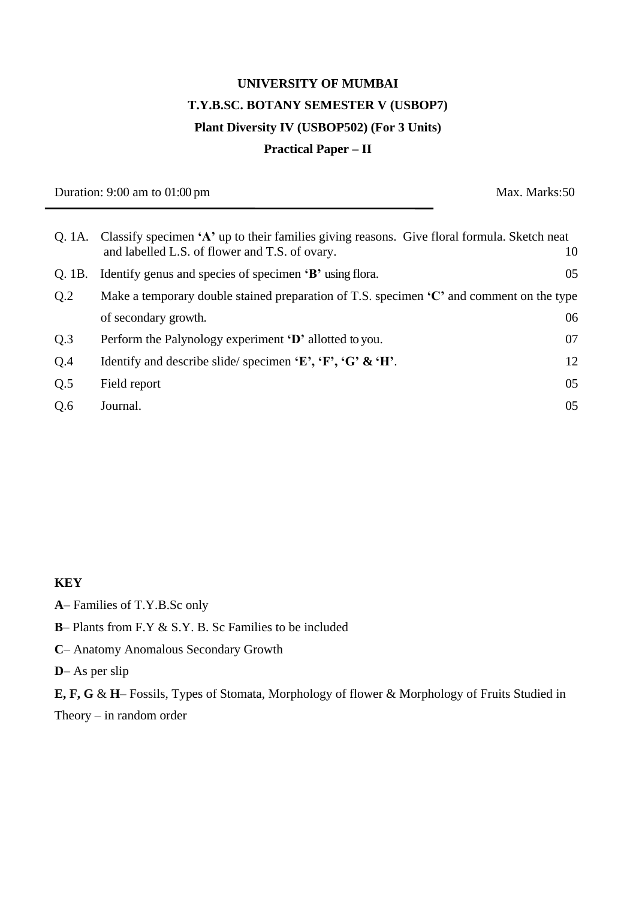# UNIVERSITY OF MUMBAI

## T.Y.B.SC. BOTANY SEMESTER V (USBOP7)

### Plant Diversity IV (USBOP502) (For 3 Units)

### Practical Paper – II

Duration: 9:00 am to 01:00 pm | Max. Marks:50

| | | |
|---|---|---|
| Q. 1A. | Classify specimen **'A'** up to their families giving reasons. Give floral formula. Sketch neat and labelled L.S. of flower and T.S. of ovary. | 10 |
| Q. 1B. | Identify genus and species of specimen **'B'** using flora. | 05 |
| Q.2 | Make a temporary double stained preparation of T.S. specimen **'C'** and comment on the type of secondary growth. | 06 |
| Q.3 | Perform the Palynology experiment **'D'** allotted to you. | 07 |
| Q.4 | Identify and describe slide/ specimen **'E', 'F', 'G' & 'H'**. | 12 |
| Q.5 | Field report | 05 |
| Q.6 | Journal. | 05 |

**KEY**

**A**– Families of T.Y.B.Sc only

**B**– Plants from F.Y & S.Y. B. Sc Families to be included

**C**– Anatomy Anomalous Secondary Growth

**D**– As per slip

**E, F, G** & **H**– Fossils, Types of Stomata, Morphology of flower & Morphology of Fruits Studied in Theory – in random order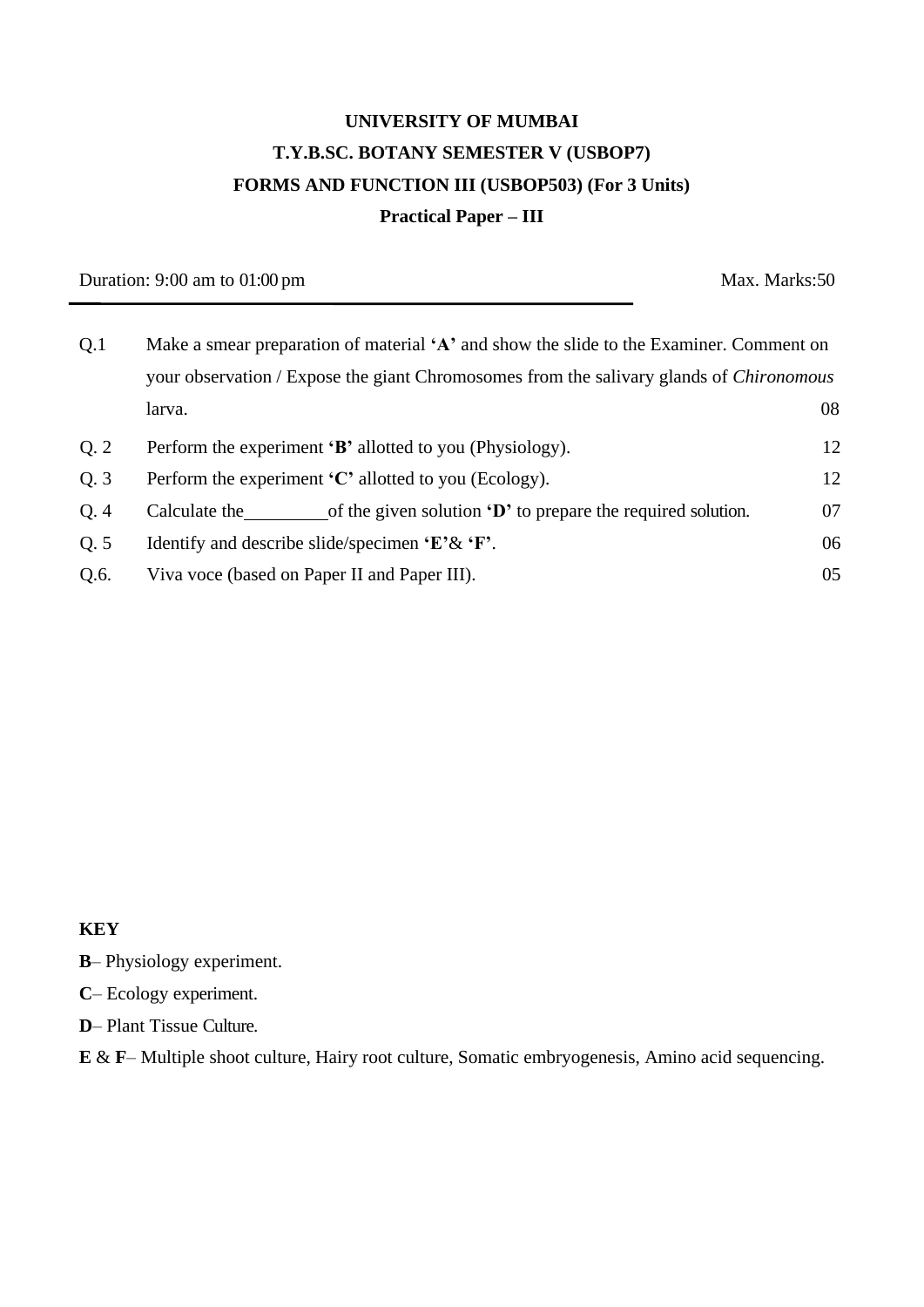**UNIVERSITY OF MUMBAI**

**T.Y.B.SC. BOTANY SEMESTER V (USBOP7)**

**FORMS AND FUNCTION III (USBOP503) (For 3 Units)**

**Practical Paper – III**

Duration: 9:00 am to 01:00 pm　　　　　　　　　　　　　　　　Max. Marks:50

---

| | | |
|---|---|---|
| Q.1 | Make a smear preparation of material **'A'** and show the slide to the Examiner. Comment on your observation / Expose the giant Chromosomes from the salivary glands of *Chironomous* larva. | 08 |
| Q. 2 | Perform the experiment **'B'** allotted to you (Physiology). | 12 |
| Q. 3 | Perform the experiment **'C'** allotted to you (Ecology). | 12 |
| Q. 4 | Calculate the\_\_\_\_\_\_\_\_\_of the given solution **'D'** to prepare the required solution. | 07 |
| Q. 5 | Identify and describe slide/specimen **'E'**& **'F'**. | 06 |
| Q.6. | Viva voce (based on Paper II and Paper III). | 05 |

**KEY**

**B**– Physiology experiment.

**C**– Ecology experiment.

**D**– Plant Tissue Culture.

**E** & **F**– Multiple shoot culture, Hairy root culture, Somatic embryogenesis, Amino acid sequencing.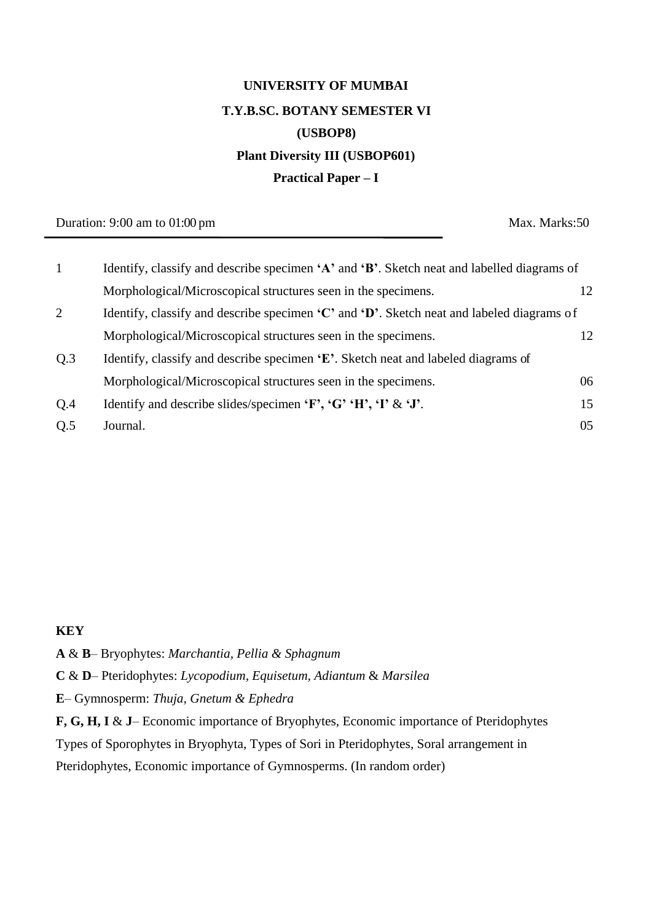**UNIVERSITY OF MUMBAI**

**T.Y.B.SC. BOTANY SEMESTER VI**

**(USBOP8)**

**Plant Diversity III (USBOP601)**

**Practical Paper – I**

Duration: 9:00 am to 01:00 pm Max. Marks:50

| | | |
|---|---|---|
| 1 | Identify, classify and describe specimen **'A'** and **'B'**. Sketch neat and labelled diagrams of Morphological/Microscopical structures seen in the specimens. | 12 |
| 2 | Identify, classify and describe specimen **'C'** and **'D'**. Sketch neat and labeled diagrams of Morphological/Microscopical structures seen in the specimens. | 12 |
| Q.3 | Identify, classify and describe specimen **'E'**. Sketch neat and labeled diagrams of Morphological/Microscopical structures seen in the specimens. | 06 |
| Q.4 | Identify and describe slides/specimen **'F', 'G' 'H', 'I'** & **'J'**. | 15 |
| Q.5 | Journal. | 05 |

**KEY**

**A** & **B**– Bryophytes: *Marchantia, Pellia & Sphagnum*

**C** & **D**– Pteridophytes: *Lycopodium, Equisetum, Adiantum* & *Marsilea*

**E**– Gymnosperm: *Thuja, Gnetum & Ephedra*

**F, G, H, I** & **J**– Economic importance of Bryophytes, Economic importance of Pteridophytes Types of Sporophytes in Bryophyta, Types of Sori in Pteridophytes, Soral arrangement in Pteridophytes, Economic importance of Gymnosperms. (In random order)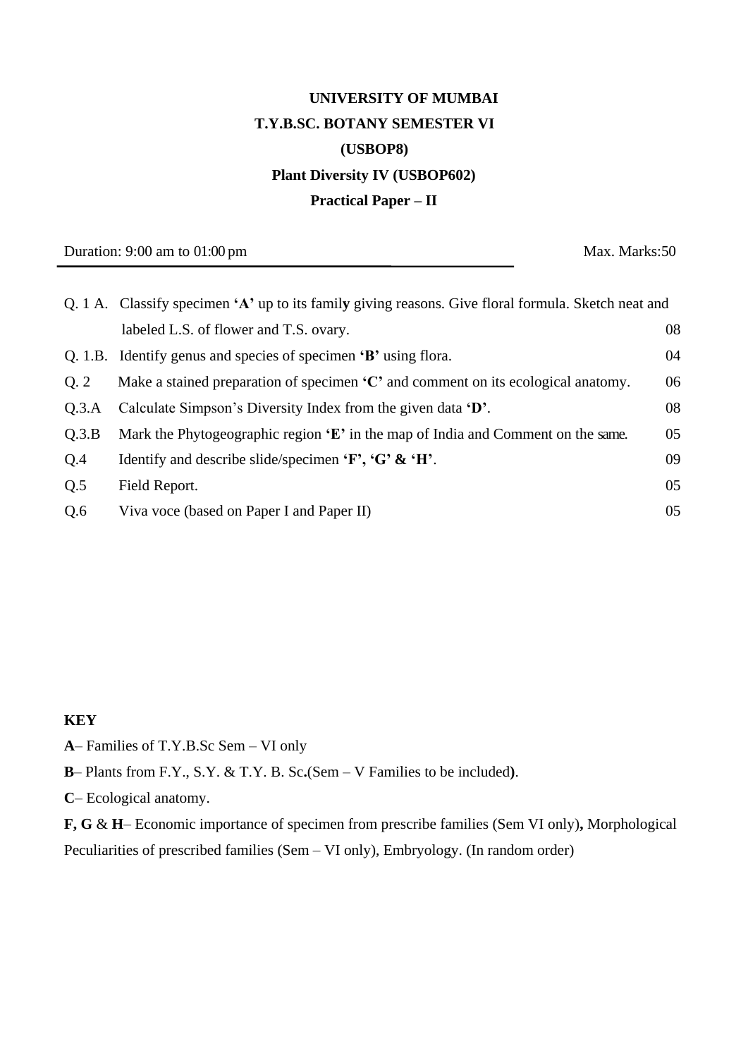**UNIVERSITY OF MUMBAI**

**T.Y.B.SC. BOTANY SEMESTER VI**

**(USBOP8)**

**Plant Diversity IV (USBOP602)**

**Practical Paper – II**

Duration: 9:00 am to 01:00 pm Max. Marks:50

| | | |
|---|---|---|
| Q. 1 A. | Classify specimen **'A'** up to its family giving reasons. Give floral formula. Sketch neat and labeled L.S. of flower and T.S. ovary. | 08 |
| Q. 1.B. | Identify genus and species of specimen **'B'** using flora. | 04 |
| Q. 2 | Make a stained preparation of specimen **'C'** and comment on its ecological anatomy. | 06 |
| Q.3.A | Calculate Simpson's Diversity Index from the given data **'D'**. | 08 |
| Q.3.B | Mark the Phytogeographic region **'E'** in the map of India and Comment on the same. | 05 |
| Q.4 | Identify and describe slide/specimen **'F', 'G' & 'H'**. | 09 |
| Q.5 | Field Report. | 05 |
| Q.6 | Viva voce (based on Paper I and Paper II) | 05 |

**KEY**

**A**– Families of T.Y.B.Sc Sem – VI only

**B**– Plants from F.Y., S.Y. & T.Y. B. Sc**.**(Sem – V Families to be included**)**.

**C**– Ecological anatomy.

**F, G** & **H**– Economic importance of specimen from prescribe families (Sem VI only)**,** Morphological Peculiarities of prescribed families (Sem – VI only), Embryology. (In random order)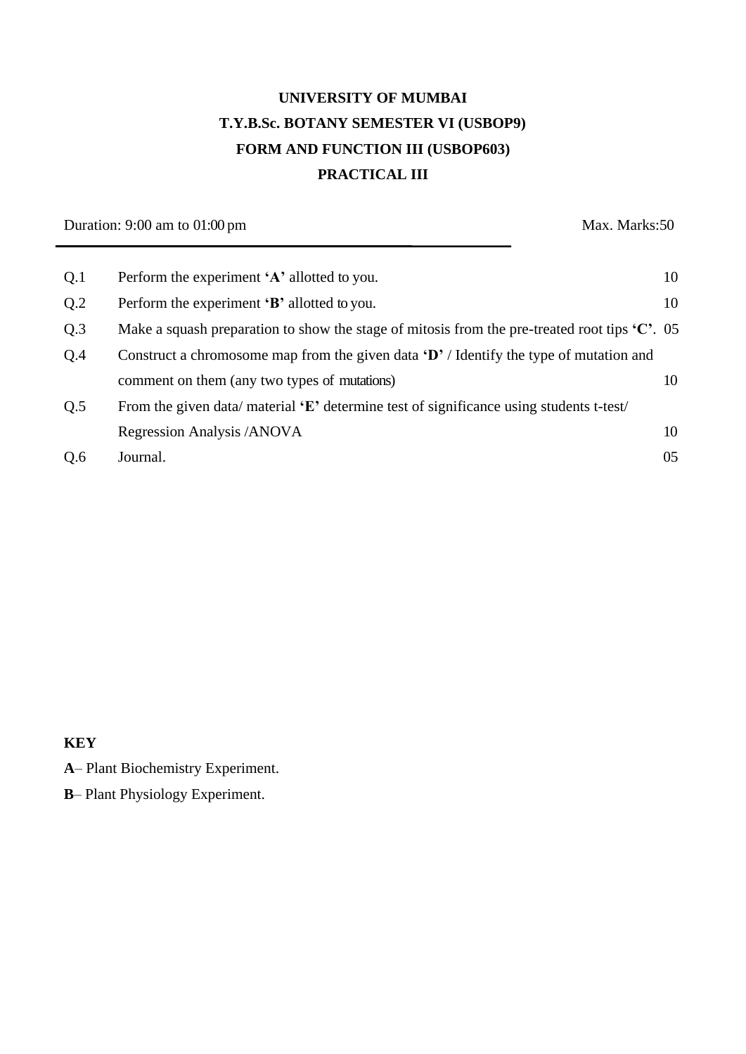# UNIVERSITY OF MUMBAI

## T.Y.B.Sc. BOTANY SEMESTER VI (USBOP9)

## FORM AND FUNCTION III (USBOP603)

## PRACTICAL III

Duration: 9:00 am to 01:00 pm                                                                 Max. Marks:50

---

| | | |
|---|---|---|
| Q.1 | Perform the experiment **'A'** allotted to you. | 10 |
| Q.2 | Perform the experiment **'B'** allotted to you. | 10 |
| Q.3 | Make a squash preparation to show the stage of mitosis from the pre-treated root tips **'C'**. | 05 |
| Q.4 | Construct a chromosome map from the given data **'D'** / Identify the type of mutation and comment on them (any two types of mutations) | 10 |
| Q.5 | From the given data/ material **'E'** determine test of significance using students t-test/ Regression Analysis /ANOVA | 10 |
| Q.6 | Journal. | 05 |

**KEY**

**A**– Plant Biochemistry Experiment.

**B**– Plant Physiology Experiment.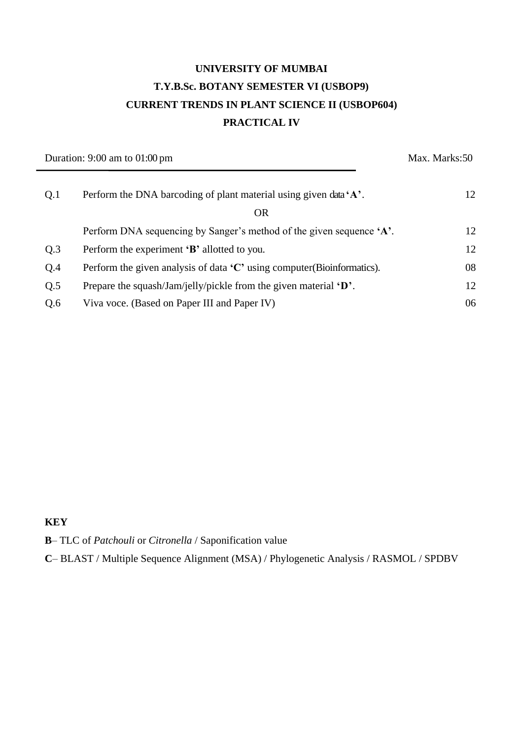**UNIVERSITY OF MUMBAI**

**T.Y.B.Sc. BOTANY SEMESTER VI (USBOP9)**

**CURRENT TRENDS IN PLANT SCIENCE II (USBOP604)**

**PRACTICAL IV**

Duration: 9:00 am to 01:00 pm Max. Marks:50

| | | |
|---|---|---|
| Q.1 | Perform the DNA barcoding of plant material using given data **'A'**. | 12 |
| | OR | |
| | Perform DNA sequencing by Sanger's method of the given sequence **'A'**. | 12 |
| Q.3 | Perform the experiment **'B'** allotted to you. | 12 |
| Q.4 | Perform the given analysis of data **'C'** using computer(Bioinformatics). | 08 |
| Q.5 | Prepare the squash/Jam/jelly/pickle from the given material **'D'**. | 12 |
| Q.6 | Viva voce. (Based on Paper III and Paper IV) | 06 |

**KEY**

**B**– TLC of *Patchouli* or *Citronella* / Saponification value

**C**– BLAST / Multiple Sequence Alignment (MSA) / Phylogenetic Analysis / RASMOL / SPDBV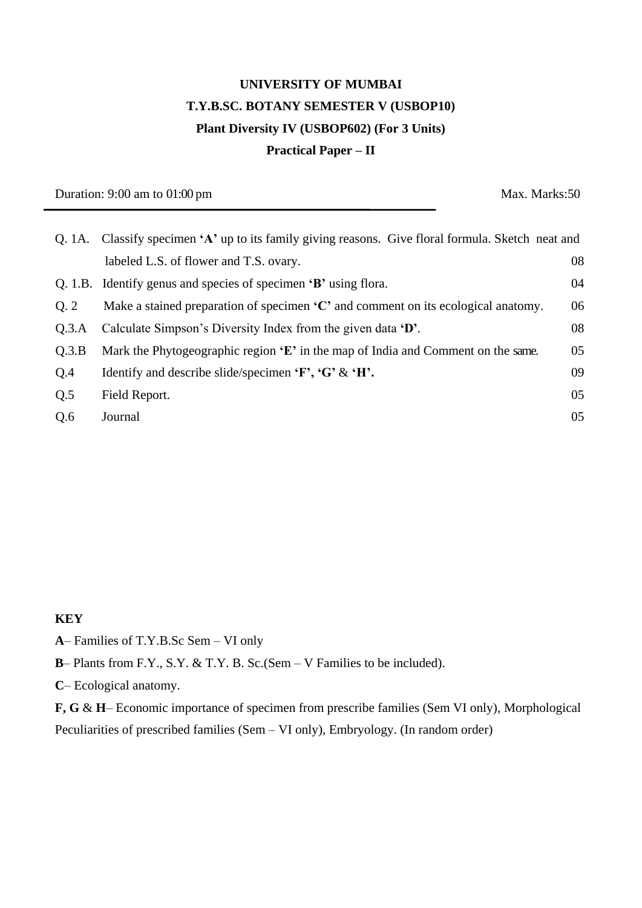**UNIVERSITY OF MUMBAI**

**T.Y.B.SC. BOTANY SEMESTER V (USBOP10)**

**Plant Diversity IV (USBOP602) (For 3 Units)**

**Practical Paper – II**

Duration: 9:00 am to 01:00 pm Max. Marks:50

| | | |
|---|---|---|
| Q. 1A. | Classify specimen **'A'** up to its family giving reasons. Give floral formula. Sketch neat and labeled L.S. of flower and T.S. ovary. | 08 |
| Q. 1.B. | Identify genus and species of specimen **'B'** using flora. | 04 |
| Q. 2 | Make a stained preparation of specimen **'C'** and comment on its ecological anatomy. | 06 |
| Q.3.A | Calculate Simpson's Diversity Index from the given data **'D'**. | 08 |
| Q.3.B | Mark the Phytogeographic region **'E'** in the map of India and Comment on the same. | 05 |
| Q.4 | Identify and describe slide/specimen **'F', 'G'** & **'H'.** | 09 |
| Q.5 | Field Report. | 05 |
| Q.6 | Journal | 05 |

**KEY**

**A**– Families of T.Y.B.Sc Sem – VI only

**B**– Plants from F.Y., S.Y. & T.Y. B. Sc.(Sem – V Families to be included).

**C**– Ecological anatomy.

**F, G** & **H**– Economic importance of specimen from prescribe families (Sem VI only), Morphological Peculiarities of prescribed families (Sem – VI only), Embryology. (In random order)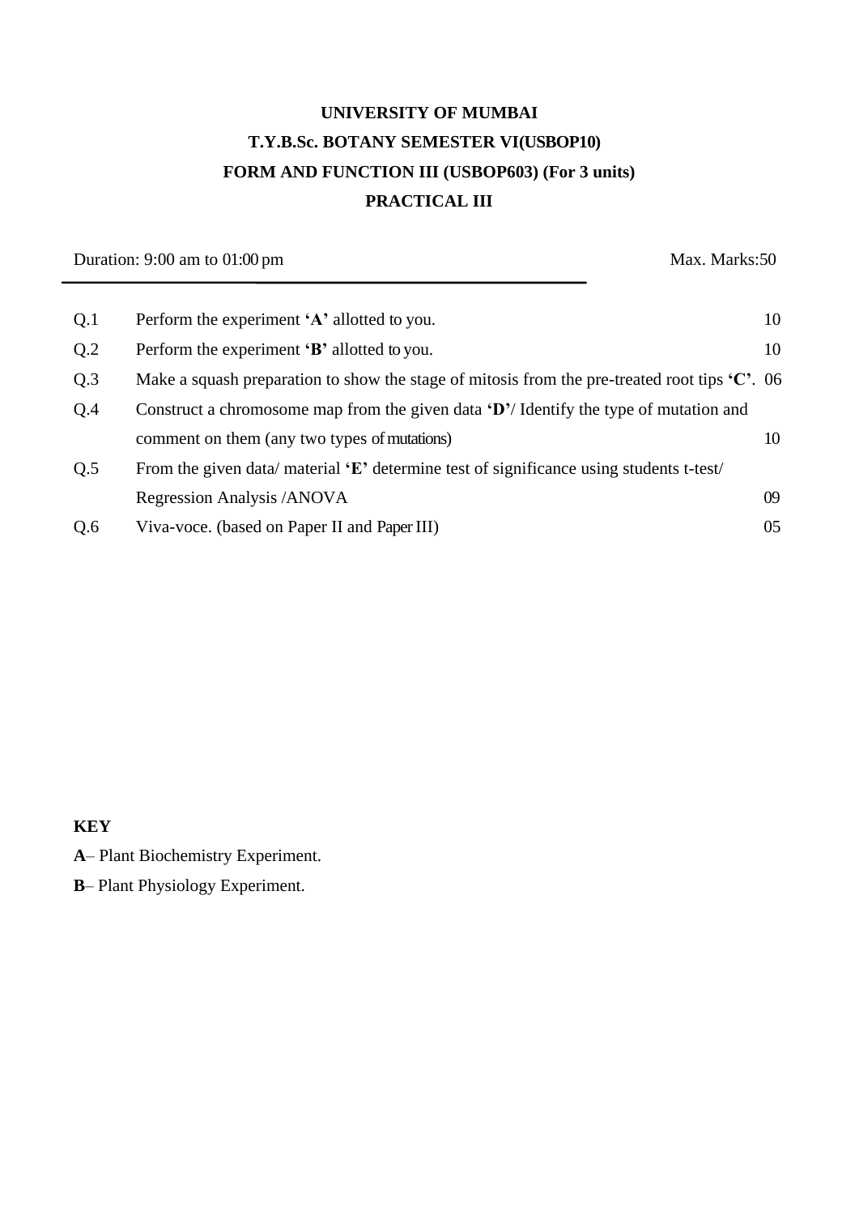**UNIVERSITY OF MUMBAI**

**T.Y.B.Sc. BOTANY SEMESTER VI(USBOP10)**

**FORM AND FUNCTION III (USBOP603) (For 3 units)**

**PRACTICAL III**

Duration: 9:00 am to 01:00 pm Max. Marks:50

| | | |
|---|---|---|
| Q.1 | Perform the experiment **'A'** allotted to you. | 10 |
| Q.2 | Perform the experiment **'B'** allotted to you. | 10 |
| Q.3 | Make a squash preparation to show the stage of mitosis from the pre-treated root tips **'C'**. | 06 |
| Q.4 | Construct a chromosome map from the given data **'D'**/ Identify the type of mutation and comment on them (any two types of mutations) | 10 |
| Q.5 | From the given data/ material **'E'** determine test of significance using students t-test/ Regression Analysis /ANOVA | 09 |
| Q.6 | Viva-voce. (based on Paper II and Paper III) | 05 |

**KEY**

**A**– Plant Biochemistry Experiment.

**B**– Plant Physiology Experiment.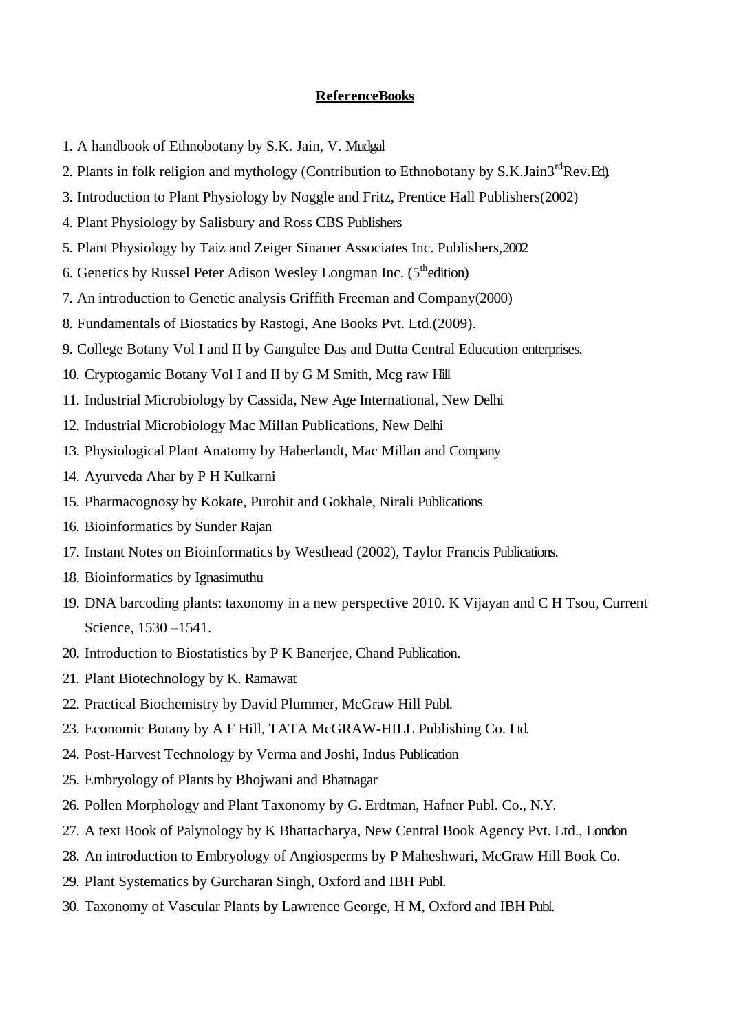**ReferenceBooks**

1. A handbook of Ethnobotany by S.K. Jain, V. Mudgal
2. Plants in folk religion and mythology (Contribution to Ethnobotany by S.K.Jain3rdRev.Ed).
3. Introduction to Plant Physiology by Noggle and Fritz, Prentice Hall Publishers(2002)
4. Plant Physiology by Salisbury and Ross CBS Publishers
5. Plant Physiology by Taiz and Zeiger Sinauer Associates Inc. Publishers,2002
6. Genetics by Russel Peter Adison Wesley Longman Inc. (5thedition)
7. An introduction to Genetic analysis Griffith Freeman and Company(2000)
8. Fundamentals of Biostatics by Rastogi, Ane Books Pvt. Ltd.(2009).
9. College Botany Vol I and II by Gangulee Das and Dutta Central Education enterprises.
10. Cryptogamic Botany Vol I and II by G M Smith, Mcg raw Hill
11. Industrial Microbiology by Cassida, New Age International, New Delhi
12. Industrial Microbiology Mac Millan Publications, New Delhi
13. Physiological Plant Anatomy by Haberlandt, Mac Millan and Company
14. Ayurveda Ahar by P H Kulkarni
15. Pharmacognosy by Kokate, Purohit and Gokhale, Nirali Publications
16. Bioinformatics by Sunder Rajan
17. Instant Notes on Bioinformatics by Westhead (2002), Taylor Francis Publications.
18. Bioinformatics by Ignasimuthu
19. DNA barcoding plants: taxonomy in a new perspective 2010. K Vijayan and C H Tsou, Current Science, 1530 –1541.
20. Introduction to Biostatistics by P K Banerjee, Chand Publication.
21. Plant Biotechnology by K. Ramawat
22. Practical Biochemistry by David Plummer, McGraw Hill Publ.
23. Economic Botany by A F Hill, TATA McGRAW-HILL Publishing Co. Ltd.
24. Post-Harvest Technology by Verma and Joshi, Indus Publication
25. Embryology of Plants by Bhojwani and Bhatnagar
26. Pollen Morphology and Plant Taxonomy by G. Erdtman, Hafner Publ. Co., N.Y.
27. A text Book of Palynology by K Bhattacharya, New Central Book Agency Pvt. Ltd., London
28. An introduction to Embryology of Angiosperms by P Maheshwari, McGraw Hill Book Co.
29. Plant Systematics by Gurcharan Singh, Oxford and IBH Publ.
30. Taxonomy of Vascular Plants by Lawrence George, H M, Oxford and IBH Publ.